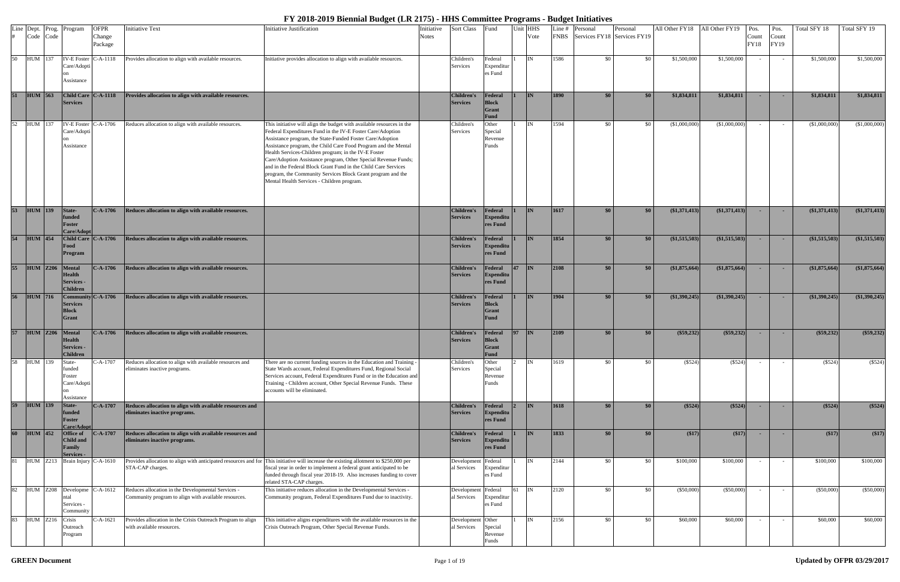# FY 2018-2019 Biennial Budget (LR 2175) - HHS Committee Programs - Budget Initiatives

| Line # | Dept. Code | Prog. Code | Program | OFPR Change Package | Initiative Text | Initiative Justification | Initiative Notes | Sort Class | Fund | Unit | HHS Vote | Line # FNBS | Personal Services FY18 | Personal Services FY19 | All Other FY18 | All Other FY19 | Pos. Count FY18 | Pos. Count FY19 | Total SFY 18 | Total SFY 19 |
|---|---|---|---|---|---|---|---|---|---|---|---|---|---|---|---|---|---|---|---|---|
| 50 | HUM | 137 | IV-E Foster Care/Adoption Assistance | C-A-1118 | Provides allocation to align with available resources. | Initiative provides allocation to align with available resources. | | Children's Services | Federal Expenditures Fund | 1 | IN | 1586 | $0 | $0 | $1,500,000 | $1,500,000 | - | - | $1,500,000 | $1,500,000 |
| **51** | **HUM** | **563** | **Child Care Services** | **C-A-1118** | **Provides allocation to align with available resources.** | | | **Children's Services** | **Federal Block Grant Fund** | **1** | **IN** | **1890** | **$0** | **$0** | **$1,834,811** | **$1,834,811** | **-** | **-** | **$1,834,811** | **$1,834,811** |
| 52 | HUM | 137 | IV-E Foster Care/Adoption Assistance | C-A-1706 | Reduces allocation to align with available resources. | This initiative will align the budget with available resources in the Federal Expenditures Fund in the IV-E Foster Care/Adoption Assistance program, the State-Funded Foster Care/Adoption Assistance program, the Child Care Food Program and the Mental Health Services-Children program; in the IV-E Foster Care/Adoption Assistance program, Other Special Revenue Funds; and in the Federal Block Grant Fund in the Child Care Services program, the Community Services Block Grant program and the Mental Health Services - Children program. | | Children's Services | Other Special Revenue Funds | 1 | IN | 1594 | $0 | $0 | ($1,000,000) | ($1,000,000) | - | - | ($1,000,000) | ($1,000,000) |
| **53** | **HUM** | **139** | **State-funded Foster Care/Adopt** | **C-A-1706** | **Reduces allocation to align with available resources.** | | | **Children's Services** | **Federal Expenditures Fund** | **1** | **IN** | **1617** | **$0** | **$0** | **($1,371,413)** | **($1,371,413)** | **-** | **-** | **($1,371,413)** | **($1,371,413)** |
| **54** | **HUM** | **454** | **Child Care Food Program** | **C-A-1706** | **Reduces allocation to align with available resources.** | | | **Children's Services** | **Federal Expenditures Fund** | **1** | **IN** | **1854** | **$0** | **$0** | **($1,515,503)** | **($1,515,503)** | **-** | **-** | **($1,515,503)** | **($1,515,503)** |
| **55** | **HUM** | **Z206** | **Mental Health Services - Children** | **C-A-1706** | **Reduces allocation to align with available resources.** | | | **Children's Services** | **Federal Expenditures Fund** | **47** | **IN** | **2108** | **$0** | **$0** | **($1,875,664)** | **($1,875,664)** | **-** | **-** | **($1,875,664)** | **($1,875,664)** |
| **56** | **HUM** | **716** | **Community Services Block Grant** | **C-A-1706** | **Reduces allocation to align with available resources.** | | | **Children's Services** | **Federal Block Grant Fund** | **1** | **IN** | **1904** | **$0** | **$0** | **($1,390,245)** | **($1,390,245)** | **-** | **-** | **($1,390,245)** | **($1,390,245)** |
| **57** | **HUM** | **Z206** | **Mental Health Services - Children** | **C-A-1706** | **Reduces allocation to align with available resources.** | | | **Children's Services** | **Federal Block Grant Fund** | **97** | **IN** | **2109** | **$0** | **$0** | **($59,232)** | **($59,232)** | **-** | **-** | **($59,232)** | **($59,232)** |
| 58 | HUM | 139 | State-funded Foster Care/Adoption Assistance | C-A-1707 | Reduces allocation to align with available resources and eliminates inactive programs. | There are no current funding sources in the Education and Training - State Wards account, Federal Expenditures Fund, Regional Social Services account, Federal Expenditures Fund or in the Education and Training - Children account, Other Special Revenue Funds. These accounts will be eliminated. | | Children's Services | Other Special Revenue Funds | 2 | IN | 1619 | $0 | $0 | ($524) | ($524) | - | - | ($524) | ($524) |
| **59** | **HUM** | **139** | **State-funded Foster Care/Adopt** | **C-A-1707** | **Reduces allocation to align with available resources and eliminates inactive programs.** | | | **Children's Services** | **Federal Expenditures Fund** | **2** | **IN** | **1618** | **$0** | **$0** | **($524)** | **($524)** | **-** | **-** | **($524)** | **($524)** |
| **60** | **HUM** | **452** | **Office of Child and Family Services -** | **C-A-1707** | **Reduces allocation to align with available resources and eliminates inactive programs.** | | | **Children's Services** | **Federal Expenditures Fund** | **1** | **IN** | **1833** | **$0** | **$0** | **($17)** | **($17)** | **-** | **-** | **($17)** | **($17)** |
| 81 | HUM | Z213 | Brain Injury | C-A-1610 | Provides allocation to align with anticipated resources and for STA-CAP charges. | This initiative will increase the existing allotment to $250,000 per fiscal year in order to implement a federal grant anticipated to be funded through fiscal year 2018-19. Also increases funding to cover related STA-CAP charges. | | Developmental Services | Federal Expenditures Fund | 1 | IN | 2144 | $0 | $0 | $100,000 | $100,000 | - | - | $100,000 | $100,000 |
| 82 | HUM | Z208 | Developmental Services - Community | C-A-1612 | Reduces allocation in the Developmental Services - Community program to align with available resources. | This initiative reduces allocation in the Developmental Services - Community program, Federal Expenditures Fund due to inactivity. | | Developmental Services | Federal Expenditures Fund | 61 | IN | 2120 | $0 | $0 | ($50,000) | ($50,000) | - | - | ($50,000) | ($50,000) |
| 83 | HUM | Z216 | Crisis Outreach Program | C-A-1621 | Provides allocation in the Crisis Outreach Program to align with available resources. | This initiative aligns expenditures with the available resources in the Crisis Outreach Program, Other Special Revenue Funds. | | Developmental Services | Other Special Revenue Funds | 1 | IN | 2156 | $0 | $0 | $60,000 | $60,000 | - | - | $60,000 | $60,000 |

**GREEN Document**

Updated by OFPR 03/29/2017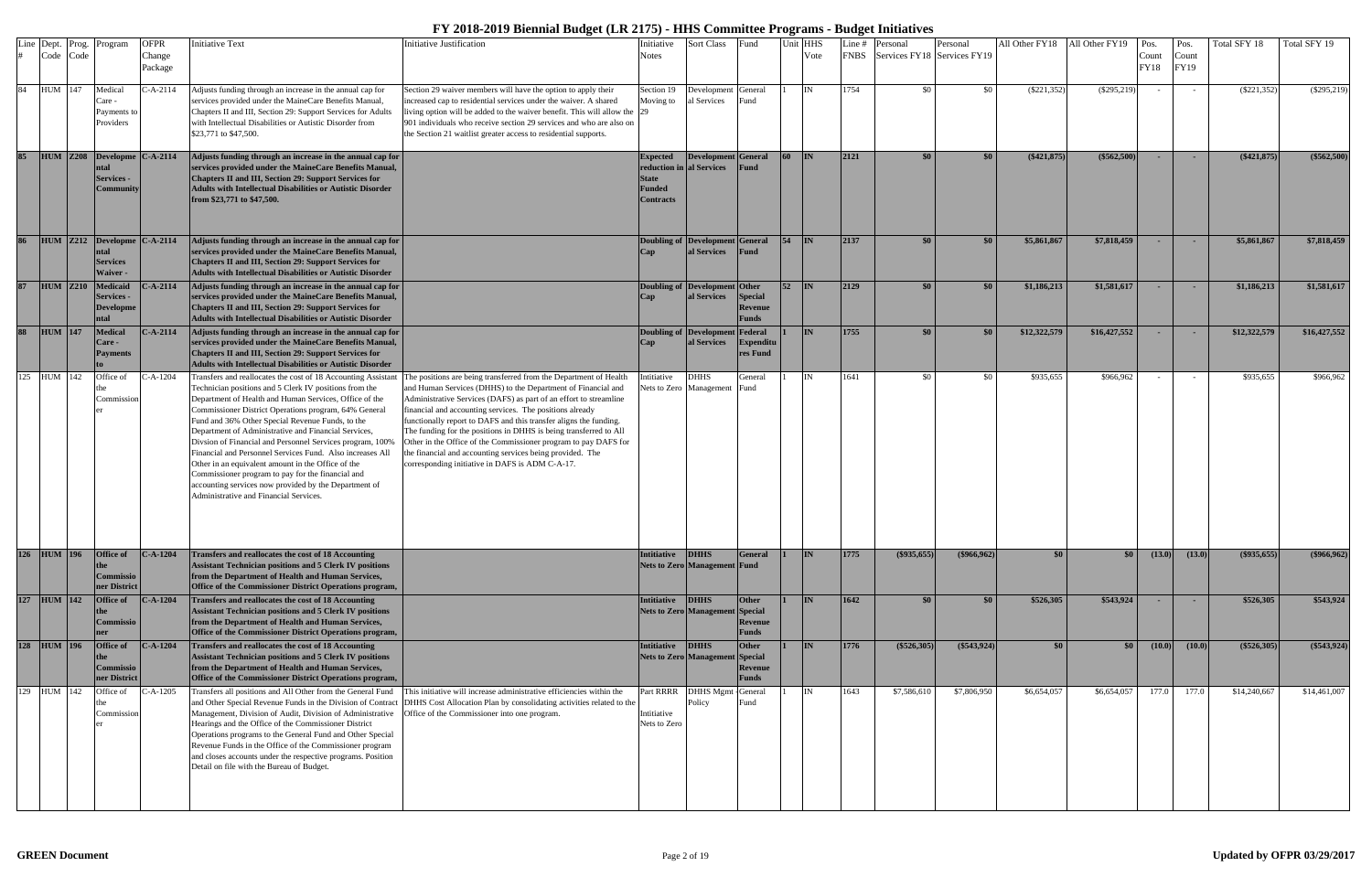# FY 2018-2019 Biennial Budget (LR 2175) - HHS Committee Programs - Budget Initiatives

| Line # | Dept. Code | Prog. Code | Program | OFPR Change Package | Initiative Text | Initiative Justification | Initiative Notes | Sort Class | Fund | Unit | HHS Vote | Line # FNBS | Personal Services FY18 | Personal Services FY19 | All Other FY18 | All Other FY19 | Pos. Count FY18 | Pos. Count FY19 | Total SFY 18 | Total SFY 19 |
|---|---|---|---|---|---|---|---|---|---|---|---|---|---|---|---|---|---|---|---|---|
| 84 | HUM | 147 | Medical Care - Payments to Providers | C-A-2114 | Adjusts funding through an increase in the annual cap for services provided under the MaineCare Benefits Manual, Chapters II and III, Section 29: Support Services for Adults with Intellectual Disabilities or Autistic Disorder from $23,771 to $47,500. | Section 29 waiver members will have the option to apply their increased cap to residential services under the waiver. A shared living option will be added to the waiver benefit. This will allow the 901 individuals who receive section 29 services and who are also on the Section 21 waitlist greater access to residential supports. | Section 19 Moving to 29 | Development al Services | General Fund | 1 | IN | 1754 | $0 | $0 | ($221,352) | ($295,219) | - | - | ($221,352) | ($295,219) |
| **85** | **HUM** | **Z208** | **Developmental Services - Community** | **C-A-2114** | **Adjusts funding through an increase in the annual cap for services provided under the MaineCare Benefits Manual, Chapters II and III, Section 29: Support Services for Adults with Intellectual Disabilities or Autistic Disorder from $23,771 to $47,500.** | | **Expected reduction in State Funded Contracts** | **Development al Services** | **General Fund** | **60** | **IN** | **2121** | **$0** | **$0** | **($421,875)** | **($562,500)** | **-** | **-** | **($421,875)** | **($562,500)** |
| **86** | **HUM** | **Z212** | **Developmental Services Waiver -** | **C-A-2114** | **Adjusts funding through an increase in the annual cap for services provided under the MaineCare Benefits Manual, Chapters II and III, Section 29: Support Services for Adults with Intellectual Disabilities or Autistic Disorder** | | **Doubling of Cap** | **Development al Services** | **General Fund** | **54** | **IN** | **2137** | **$0** | **$0** | **$5,861,867** | **$7,818,459** | **-** | **-** | **$5,861,867** | **$7,818,459** |
| **87** | **HUM** | **Z210** | **Medicaid Services - Developmental** | **C-A-2114** | **Adjusts funding through an increase in the annual cap for services provided under the MaineCare Benefits Manual, Chapters II and III, Section 29: Support Services for Adults with Intellectual Disabilities or Autistic Disorder** | | **Doubling of Cap** | **Development al Services** | **Other Special Revenue Funds** | **52** | **IN** | **2129** | **$0** | **$0** | **$1,186,213** | **$1,581,617** | **-** | **-** | **$1,186,213** | **$1,581,617** |
| **88** | **HUM** | **147** | **Medical Care - Payments to** | **C-A-2114** | **Adjusts funding through an increase in the annual cap for services provided under the MaineCare Benefits Manual, Chapters II and III, Section 29: Support Services for Adults with Intellectual Disabilities or Autistic Disorder** | | **Doubling of Cap** | **Development al Services** | **Federal Expenditures Fund** | **1** | **IN** | **1755** | **$0** | **$0** | **$12,322,579** | **$16,427,552** | **-** | **-** | **$12,322,579** | **$16,427,552** |
| 125 | HUM | 142 | Office of the Commissioner | C-A-1204 | Transfers and reallocates the cost of 18 Accounting Assistant Technician positions and 5 Clerk IV positions from the Department of Health and Human Services, Office of the Commissioner District Operations program, 64% General Fund and 36% Other Special Revenue Funds, to the Department of Administrative and Financial Services, Division of Financial and Personnel Services program, 100% Financial and Personnel Services Fund. Also increases All Other in an equivalent amount in the Office of the Commissioner program to pay for the financial and accounting services now provided by the Department of Administrative and Financial Services. | The positions are being transferred from the Department of Health and Human Services (DHHS) to the Department of Financial and Administrative Services (DAFS) as part of an effort to streamline financial and accounting services. The positions already functionally report to DAFS and this transfer aligns the funding. The funding for the positions in DHHS is being transferred to All Other in the Office of the Commissioner program to pay DAFS for the financial and accounting services being provided. The corresponding initiative in DAFS is ADM C-A-17. | Intitiative Nets to Zero | DHHS Management | General Fund | 1 | IN | 1641 | $0 | $0 | $935,655 | $966,962 | - | - | $935,655 | $966,962 |
| **126** | **HUM** | **196** | **Office of the Commissioner District** | **C-A-1204** | **Transfers and reallocates the cost of 18 Accounting Assistant Technician positions and 5 Clerk IV positions from the Department of Health and Human Services, Office of the Commissioner District Operations program,** | | **Intitiative Nets to Zero** | **DHHS Management** | **General Fund** | **1** | **IN** | **1775** | **($935,655)** | **($966,962)** | **$0** | **$0** | **(13.0)** | **(13.0)** | **($935,655)** | **($966,962)** |
| **127** | **HUM** | **142** | **Office of the Commissioner** | **C-A-1204** | **Transfers and reallocates the cost of 18 Accounting Assistant Technician positions and 5 Clerk IV positions from the Department of Health and Human Services, Office of the Commissioner District Operations program,** | | **Intitiative Nets to Zero** | **DHHS Management** | **Other Special Revenue Funds** | **1** | **IN** | **1642** | **$0** | **$0** | **$526,305** | **$543,924** | **-** | **-** | **$526,305** | **$543,924** |
| **128** | **HUM** | **196** | **Office of the Commissioner District** | **C-A-1204** | **Transfers and reallocates the cost of 18 Accounting Assistant Technician positions and 5 Clerk IV positions from the Department of Health and Human Services, Office of the Commissioner District Operations program,** | | **Intitiative Nets to Zero** | **DHHS Management** | **Other Special Revenue Funds** | **1** | **IN** | **1776** | **($526,305)** | **($543,924)** | **$0** | **$0** | **(10.0)** | **(10.0)** | **($526,305)** | **($543,924)** |
| 129 | HUM | 142 | Office of the Commissioner | C-A-1205 | Transfers all positions and All Other from the General Fund and Other Special Revenue Funds in the Division of Contract Management, Division of Audit, Division of Administrative Hearings and the Office of the Commissioner District Operations programs to the General Fund and Other Special Revenue Funds in the Office of the Commissioner program and closes accounts under the respective programs. Position Detail on file with the Bureau of Budget. | This initiative will increase administrative efficiencies within the DHHS Cost Allocation Plan by consolidating activities related to the Office of the Commissioner into one program. | Part RRRR Intitiative Nets to Zero | DHHS Mgmt-Policy | General Fund | 1 | IN | 1643 | $7,586,610 | $7,806,950 | $6,654,057 | $6,654,057 | 177.0 | 177.0 | $14,240,667 | $14,461,007 |

**GREEN Document** — Updated by OFPR 03/29/2017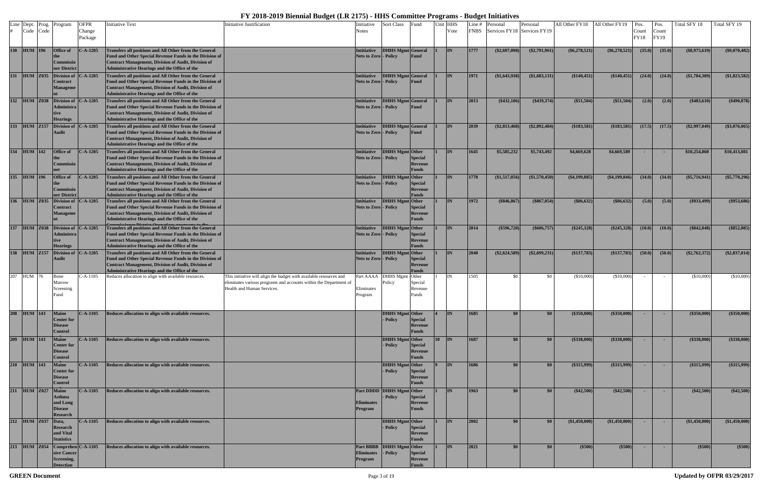# FY 2018-2019 Biennial Budget (LR 2175) - HHS Committee Programs - Budget Initiatives

| Line # | Dept. Code | Prog. Code | Program | OFPR Change Package | Initiative Text | Initiative Justification | Initiative Notes | Sort Class | Fund | Unit | HHS Vote | Line # FNBS | Personal Services FY18 | Personal Services FY19 | All Other FY18 | All Other FY19 | Pos. Count FY18 | Pos. Count FY19 | Total SFY 18 | Total SFY 19 |
|---|---|---|---|---|---|---|---|---|---|---|---|---|---|---|---|---|---|---|---|---|
| 130 | HUM | 196 | Office of the Commissioner District | C-A-1205 | Transfers all positions and All Other from the General Fund and Other Special Revenue Funds in the Division of Contract Management, Division of Audit, Division of Administrative Hearings and the Office of the | | Intitiative Nets to Zero | DHHS Mgmt - Policy | General Fund | 1 | IN | 1777 | ($2,697,098) | ($2,791,961) | ($6,278,521) | ($6,278,521) | (35.0) | (35.0) | ($8,975,619) | ($9,070,482) |
| 131 | HUM | Z035 | Division of Contract Management | C-A-1205 | Transfers all positions and All Other from the General Fund and Other Special Revenue Funds in the Division of Contract Management, Division of Audit, Division of Administrative Hearings and the Office of the | | Intitiative Nets to Zero | DHHS Mgmt - Policy | General Fund | 1 | IN | 1971 | ($1,643,938) | ($1,683,131) | ($140,451) | ($140,451) | (24.0) | (24.0) | ($1,784,389) | ($1,823,582) |
| 132 | HUM | Z038 | Division of Administrative Hearings | C-A-1205 | Transfers all positions and All Other from the General Fund and Other Special Revenue Funds in the Division of Contract Management, Division of Audit, Division of Administrative Hearings and the Office of the | | Intitiative Nets to Zero | DHHS Mgmt - Policy | General Fund | 1 | IN | 2013 | ($432,106) | ($439,374) | ($51,504) | ($51,504) | (2.0) | (2.0) | ($483,610) | ($490,878) |
| 133 | HUM | Z157 | Division of Audit | C-A-1205 | Transfers all positions and All Other from the General Fund and Other Special Revenue Funds in the Division of Contract Management, Division of Audit, Division of Administrative Hearings and the Office of the | | Intitiative Nets to Zero | DHHS Mgmt - Policy | General Fund | 1 | IN | 2039 | ($2,813,468) | ($2,892,484) | ($183,581) | ($183,581) | (17.5) | (17.5) | ($2,997,049) | ($3,076,065) |
| 134 | HUM | 142 | Office of the Commissioner | C-A-1205 | Transfers all positions and All Other from the General Fund and Other Special Revenue Funds in the Division of Contract Management, Division of Audit, Division of Administrative Hearings and the Office of the | | Intitiative Nets to Zero | DHHS Mgmt - Policy | Other Special Revenue Funds | 1 | IN | 1645 | $5,585,232 | $5,743,492 | $4,669,628 | $4,669,589 | - | - | $10,254,860 | $10,413,081 |
| 135 | HUM | 196 | Office of the Commissioner District | C-A-1205 | Transfers all positions and All Other from the General Fund and Other Special Revenue Funds in the Division of Contract Management, Division of Audit, Division of Administrative Hearings and the Office of the | | Intitiative Nets to Zero | DHHS Mgmt - Policy | Other Special Revenue Funds | 1 | IN | 1778 | ($1,517,056) | ($1,570,450) | ($4,199,885) | ($4,199,846) | (34.0) | (34.0) | ($5,716,941) | ($5,770,296) |
| 136 | HUM | Z035 | Division of Contract Management | C-A-1205 | Transfers all positions and All Other from the General Fund and Other Special Revenue Funds in the Division of Contract Management, Division of Audit, Division of Administrative Hearings and the Office of the | | Intitiative Nets to Zero | DHHS Mgmt - Policy | Other Special Revenue Funds | 1 | IN | 1972 | ($846,867) | ($867,054) | ($86,632) | ($86,632) | (5.0) | (5.0) | ($933,499) | ($953,686) |
| 137 | HUM | Z038 | Division of Administrative Hearings | C-A-1205 | Transfers all positions and All Other from the General Fund and Other Special Revenue Funds in the Division of Contract Management, Division of Audit, Division of Administrative Hearings and the Office of the | | Intitiative Nets to Zero | DHHS Mgmt - Policy | Other Special Revenue Funds | 1 | IN | 2014 | ($596,720) | ($606,757) | ($245,328) | ($245,328) | (10.0) | (10.0) | ($842,048) | ($852,085) |
| 138 | HUM | Z157 | Division of Audit | C-A-1205 | Transfers all positions and All Other from the General Fund and Other Special Revenue Funds in the Division of Contract Management, Division of Audit, Division of Administrative Hearings and the Office of the | | Intitiative Nets to Zero | DHHS Mgmt - Policy | Other Special Revenue Funds | 1 | IN | 2040 | ($2,624,589) | ($2,699,231) | ($137,783) | ($137,783) | (50.0) | (50.0) | ($2,762,372) | ($2,837,014) |
| 207 | HUM | 76 | Bone Marrow Screening Fund | C-A-1105 | Reduces allocation to align with available resources. | This initiative will align the budget with available resources and eliminates various programs and accounts within the Department of Health and Human Services. | Part AAAA Eliminates Program | DHHS Mgmt - Policy | Other Special Revenue Funds | 1 | IN | 1505 | $0 | $0 | ($10,000) | ($10,000) | - | - | ($10,000) | ($10,000) |
| 208 | HUM | 143 | Maine Center for Disease Control | C-A-1105 | Reduces allocation to align with available resources. | | | DHHS Mgmt - Policy | Other Special Revenue Funds | 4 | IN | 1685 | $0 | $0 | ($350,000) | ($350,000) | - | - | ($350,000) | ($350,000) |
| 209 | HUM | 143 | Maine Center for Disease Control | C-A-1105 | Reduces allocation to align with available resources. | | | DHHS Mgmt - Policy | Other Special Revenue Funds | 10 | IN | 1687 | $0 | $0 | ($338,000) | ($338,000) | - | - | ($338,000) | ($338,000) |
| 210 | HUM | 143 | Maine Center for Disease Control | C-A-1105 | Reduces allocation to align with available resources. | | | DHHS Mgmt - Policy | Other Special Revenue Funds | 9 | IN | 1686 | $0 | $0 | ($315,999) | ($315,999) | - | - | ($315,999) | ($315,999) |
| 211 | HUM | Z027 | Maine Asthma and Lung Disease Research | C-A-1105 | Reduces allocation to align with available resources. | | Part DDDD Eliminates Program | DHHS Mgmt - Policy | Other Special Revenue Funds | 1 | IN | 1963 | $0 | $0 | ($42,500) | ($42,500) | - | - | ($42,500) | ($42,500) |
| 212 | HUM | Z037 | Data, Research and Vital Statistics | C-A-1105 | Reduces allocation to align with available resources. | | | DHHS Mgmt - Policy | Other Special Revenue Funds | 1 | IN | 2002 | $0 | $0 | ($1,450,000) | ($1,450,000) | - | - | ($1,450,000) | ($1,450,000) |
| 213 | HUM | Z054 | Comprehensive Cancer Screening, Detection | C-A-1105 | Reduces allocation to align with available resources. | | Part BBBB Eliminates Program | DHHS Mgmt - Policy | Other Special Revenue Funds | 1 | IN | 2021 | $0 | $0 | ($500) | ($500) | - | - | ($500) | ($500) |

**GREEN Document**

Updated by OFPR 03/29/2017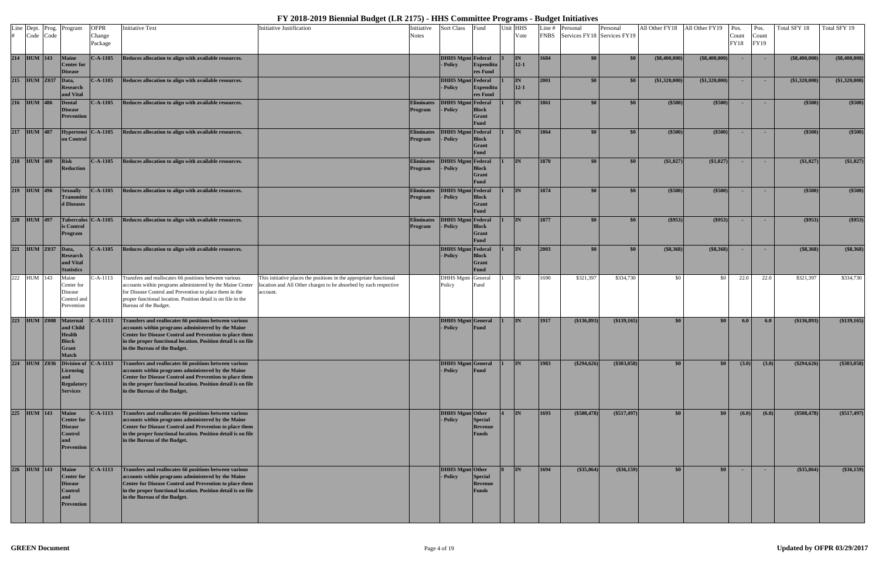# FY 2018-2019 Biennial Budget (LR 2175) - HHS Committee Programs - Budget Initiatives

| Line # | Dept. Code | Prog. Code | Program | OFPR Change Package | Initiative Text | Initiative Justification | Initiative Notes | Sort Class | Fund | Unit | HHS Vote | Line # FNBS | Personal Services FY18 | Personal Services FY19 | All Other FY18 | All Other FY19 | Pos. Count FY18 | Pos. Count FY19 | Total SFY 18 | Total SFY 19 |
|---|---|---|---|---|---|---|---|---|---|---|---|---|---|---|---|---|---|---|---|---|
| **214** | **HUM** | **143** | **Maine Center for Disease** | **C-A-1105** | **Reduces allocation to align with available resources.** | | | **DHHS Mgmt - Policy** | **Federal Expenditures Fund** | **3** | **IN 12-1** | **1684** | **$0** | **$0** | **($8,400,000)** | **($8,400,000)** | **-** | **-** | **($8,400,000)** | **($8,400,000)** |
| **215** | **HUM** | **Z037** | **Data, Research and Vital** | **C-A-1105** | **Reduces allocation to align with available resources.** | | | **DHHS Mgmt - Policy** | **Federal Expenditures Fund** | **1** | **IN 12-1** | **2001** | **$0** | **$0** | **($1,320,000)** | **($1,320,000)** | **-** | **-** | **($1,320,000)** | **($1,320,000)** |
| **216** | **HUM** | **486** | **Dental Disease Prevention** | **C-A-1105** | **Reduces allocation to align with available resources.** | | **Eliminates Program** | **DHHS Mgmt - Policy** | **Federal Block Grant Fund** | **1** | **IN** | **1861** | **$0** | **$0** | **($500)** | **($500)** | **-** | **-** | **($500)** | **($500)** |
| **217** | **HUM** | **487** | **Hypertension Control** | **C-A-1105** | **Reduces allocation to align with available resources.** | | **Eliminates Program** | **DHHS Mgmt - Policy** | **Federal Block Grant Fund** | **1** | **IN** | **1864** | **$0** | **$0** | **($500)** | **($500)** | **-** | **-** | **($500)** | **($500)** |
| **218** | **HUM** | **489** | **Risk Reduction** | **C-A-1105** | **Reduces allocation to align with available resources.** | | **Eliminates Program** | **DHHS Mgmt - Policy** | **Federal Block Grant Fund** | **1** | **IN** | **1870** | **$0** | **$0** | **($1,027)** | **($1,027)** | **-** | **-** | **($1,027)** | **($1,027)** |
| **219** | **HUM** | **496** | **Sexually Transmitted Diseases** | **C-A-1105** | **Reduces allocation to align with available resources.** | | **Eliminates Program** | **DHHS Mgmt - Policy** | **Federal Block Grant Fund** | **1** | **IN** | **1874** | **$0** | **$0** | **($500)** | **($500)** | **-** | **-** | **($500)** | **($500)** |
| **220** | **HUM** | **497** | **Tuberculosis Control Program** | **C-A-1105** | **Reduces allocation to align with available resources.** | | **Eliminates Program** | **DHHS Mgmt - Policy** | **Federal Block Grant Fund** | **1** | **IN** | **1877** | **$0** | **$0** | **($953)** | **($953)** | **-** | **-** | **($953)** | **($953)** |
| **221** | **HUM** | **Z037** | **Data, Research and Vital Statistics** | **C-A-1105** | **Reduces allocation to align with available resources.** | | | **DHHS Mgmt - Policy** | **Federal Block Grant Fund** | **1** | **IN** | **2003** | **$0** | **$0** | **($8,368)** | **($8,368)** | **-** | **-** | **($8,368)** | **($8,368)** |
| 222 | HUM | 143 | Maine Center for Disease Control and Prevention | C-A-1113 | Transfers and reallocates 66 positions between various accounts within programs administered by the Maine Center for Disease Control and Prevention to place them in the proper functional location. Position detail is on file in the Bureau of the Budget. | This initiative places the positions in the appropriate functional location and All Other charges to be absorbed by each respective account. | | DHHS Mgmt - Policy | General Fund | 1 | IN | 1690 | $321,397 | $334,730 | $0 | $0 | 22.0 | 22.0 | $321,397 | $334,730 |
| **223** | **HUM** | **Z008** | **Maternal and Child Health Block Grant Match** | **C-A-1113** | **Transfers and reallocates 66 positions between various accounts within programs administered by the Maine Center for Disease Control and Prevention to place them in the proper functional location. Position detail is on file in the Bureau of the Budget.** | | | **DHHS Mgmt - Policy** | **General Fund** | **1** | **IN** | **1917** | **($136,893)** | **($139,165)** | **$0** | **$0** | **6.0** | **6.0** | **($136,893)** | **($139,165)** |
| **224** | **HUM** | **Z036** | **Division of Licensing and Regulatory Services** | **C-A-1113** | **Transfers and reallocates 66 positions between various accounts within programs administered by the Maine Center for Disease Control and Prevention to place them in the proper functional location. Position detail is on file in the Bureau of the Budget.** | | | **DHHS Mgmt - Policy** | **General Fund** | **1** | **IN** | **1983** | **($294,626)** | **($303,058)** | **$0** | **$0** | **(3.0)** | **(3.0)** | **($294,626)** | **($303,058)** |
| **225** | **HUM** | **143** | **Maine Center for Disease Control and Prevention** | **C-A-1113** | **Transfers and reallocates 66 positions between various accounts within programs administered by the Maine Center for Disease Control and Prevention to place them in the proper functional location. Position detail is on file in the Bureau of the Budget.** | | | **DHHS Mgmt - Policy** | **Other Special Revenue Funds** | **4** | **IN** | **1693** | **($508,478)** | **($517,497)** | **$0** | **$0** | **(6.0)** | **(6.0)** | **($508,478)** | **($517,497)** |
| **226** | **HUM** | **143** | **Maine Center for Disease Control and Prevention** | **C-A-1113** | **Transfers and reallocates 66 positions between various accounts within programs administered by the Maine Center for Disease Control and Prevention to place them in the proper functional location. Position detail is on file in the Bureau of the Budget.** | | | **DHHS Mgmt - Policy** | **Other Special Revenue Funds** | **8** | **IN** | **1694** | **($35,864)** | **($36,159)** | **$0** | **$0** | **-** | **-** | **($35,864)** | **($36,159)** |

**GREEN Document** — **Updated by OFPR 03/29/2017**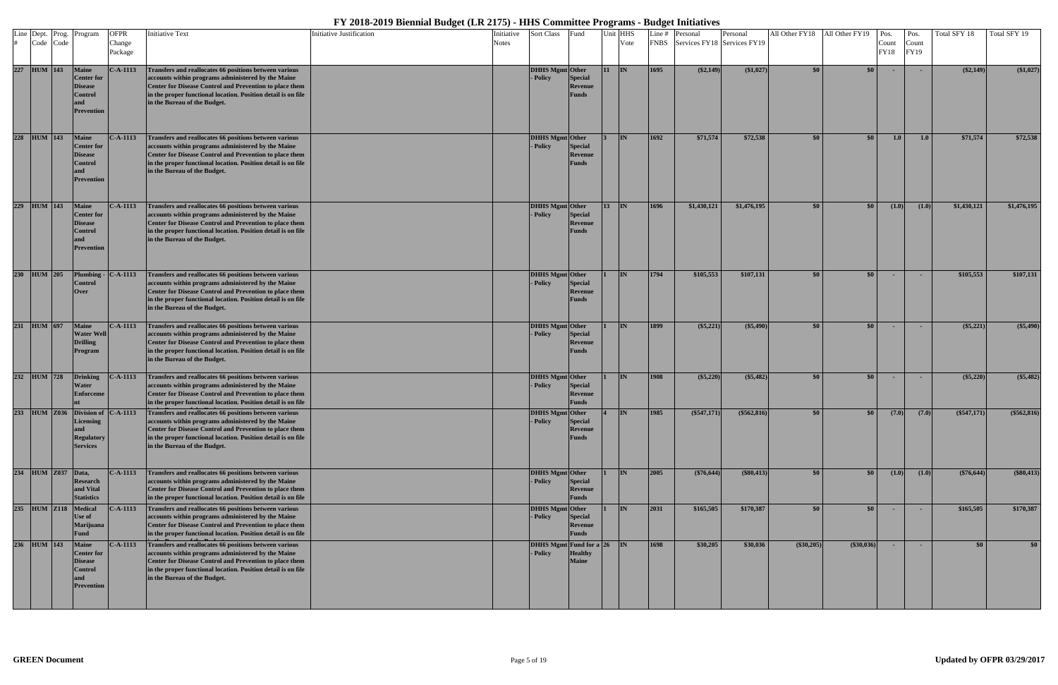# FY 2018-2019 Biennial Budget (LR 2175) - HHS Committee Programs - Budget Initiatives

| Line # | Dept. Code | Prog. Code | Program | OFPR Change Package | Initiative Text | Initiative Justification | Initiative Notes | Sort Class | Fund | Unit | HHS Vote | Line # FNBS | Personal Services FY18 | Personal Services FY19 | All Other FY18 | All Other FY19 | Pos. Count FY18 | Pos. Count FY19 | Total SFY 18 | Total SFY 19 |
|---|---|---|---|---|---|---|---|---|---|---|---|---|---|---|---|---|---|---|---|---|
| 227 | HUM | 143 | Maine Center for Disease Control and Prevention | C-A-1113 | Transfers and reallocates 66 positions between various accounts within programs administered by the Maine Center for Disease Control and Prevention to place them in the proper functional location. Position detail is on file in the Bureau of the Budget. | | | DHHS Mgmt - Policy | Other Special Revenue Funds | 11 | IN | 1695 | ($2,149) | ($1,027) | $0 | $0 | - | - | ($2,149) | ($1,027) |
| 228 | HUM | 143 | Maine Center for Disease Control and Prevention | C-A-1113 | Transfers and reallocates 66 positions between various accounts within programs administered by the Maine Center for Disease Control and Prevention to place them in the proper functional location. Position detail is on file in the Bureau of the Budget. | | | DHHS Mgmt - Policy | Other Special Revenue Funds | 3 | IN | 1692 | $71,574 | $72,538 | $0 | $0 | 1.0 | 1.0 | $71,574 | $72,538 |
| 229 | HUM | 143 | Maine Center for Disease Control and Prevention | C-A-1113 | Transfers and reallocates 66 positions between various accounts within programs administered by the Maine Center for Disease Control and Prevention to place them in the proper functional location. Position detail is on file in the Bureau of the Budget. | | | DHHS Mgmt - Policy | Other Special Revenue Funds | 13 | IN | 1696 | $1,430,121 | $1,476,195 | $0 | $0 | (1.0) | (1.0) | $1,430,121 | $1,476,195 |
| 230 | HUM | 205 | Plumbing - Control Over | C-A-1113 | Transfers and reallocates 66 positions between various accounts within programs administered by the Maine Center for Disease Control and Prevention to place them in the proper functional location. Position detail is on file in the Bureau of the Budget. | | | DHHS Mgmt - Policy | Other Special Revenue Funds | 1 | IN | 1794 | $105,553 | $107,131 | $0 | $0 | - | - | $105,553 | $107,131 |
| 231 | HUM | 697 | Maine Water Well Drilling Program | C-A-1113 | Transfers and reallocates 66 positions between various accounts within programs administered by the Maine Center for Disease Control and Prevention to place them in the proper functional location. Position detail is on file in the Bureau of the Budget. | | | DHHS Mgmt - Policy | Other Special Revenue Funds | 1 | IN | 1899 | ($5,221) | ($5,490) | $0 | $0 | - | - | ($5,221) | ($5,490) |
| 232 | HUM | 728 | Drinking Water Enforcement | C-A-1113 | Transfers and reallocates 66 positions between various accounts within programs administered by the Maine Center for Disease Control and Prevention to place them in the proper functional location. Position detail is on file | | | DHHS Mgmt - Policy | Other Special Revenue Funds | 1 | IN | 1908 | ($5,220) | ($5,482) | $0 | $0 | - | - | ($5,220) | ($5,482) |
| 233 | HUM | Z036 | Division of Licensing and Regulatory Services | C-A-1113 | Transfers and reallocates 66 positions between various accounts within programs administered by the Maine Center for Disease Control and Prevention to place them in the proper functional location. Position detail is on file in the Bureau of the Budget. | | | DHHS Mgmt - Policy | Other Special Revenue Funds | 4 | IN | 1985 | ($547,171) | ($562,816) | $0 | $0 | (7.0) | (7.0) | ($547,171) | ($562,816) |
| 234 | HUM | Z037 | Data, Research and Vital Statistics | C-A-1113 | Transfers and reallocates 66 positions between various accounts within programs administered by the Maine Center for Disease Control and Prevention to place them in the proper functional location. Position detail is on file | | | DHHS Mgmt - Policy | Other Special Revenue Funds | 1 | IN | 2005 | ($76,644) | ($80,413) | $0 | $0 | (1.0) | (1.0) | ($76,644) | ($80,413) |
| 235 | HUM | Z118 | Medical Use of Marijuana Fund | C-A-1113 | Transfers and reallocates 66 positions between various accounts within programs administered by the Maine Center for Disease Control and Prevention to place them in the proper functional location. Position detail is on file | | | DHHS Mgmt - Policy | Other Special Revenue Funds | 1 | IN | 2031 | $165,505 | $170,387 | $0 | $0 | - | - | $165,505 | $170,387 |
| 236 | HUM | 143 | Maine Center for Disease Control and Prevention | C-A-1113 | Transfers and reallocates 66 positions between various accounts within programs administered by the Maine Center for Disease Control and Prevention to place them in the proper functional location. Position detail is on file in the Bureau of the Budget. | | | DHHS Mgmt - Policy | Fund for a Healthy Maine | 26 | IN | 1698 | $30,205 | $30,036 | ($30,205) | ($30,036) | - | - | $0 | $0 |

**GREEN Document**

Updated by OFPR 03/29/2017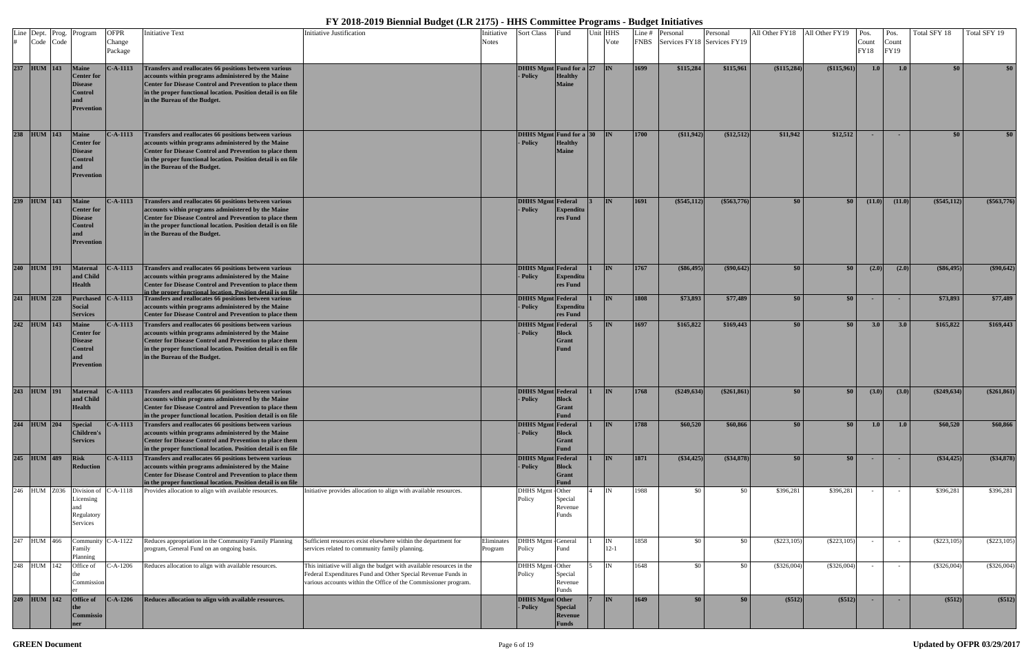# FY 2018-2019 Biennial Budget (LR 2175) - HHS Committee Programs - Budget Initiatives

| Line # | Dept. Code | Prog. Code | Program | OFPR Change Package | Initiative Text | Initiative Justification | Initiative Notes | Sort Class | Fund | Unit | HHS Vote | Line # FNBS | Personal Services FY18 | Personal Services FY19 | All Other FY18 | All Other FY19 | Pos. Count FY18 | Pos. Count FY19 | Total SFY 18 | Total SFY 19 |
|---|---|---|---|---|---|---|---|---|---|---|---|---|---|---|---|---|---|---|---|---|
| 237 | HUM | 143 | Maine Center for Disease Control and Prevention | C-A-1113 | Transfers and reallocates 66 positions between various accounts within programs administered by the Maine Center for Disease Control and Prevention to place them in the proper functional location. Position detail is on file in the Bureau of the Budget. | | | DHHS Mgmt - Policy | Fund for a Healthy Maine | 27 | IN | 1699 | $115,284 | $115,961 | ($115,284) | ($115,961) | 1.0 | 1.0 | $0 | $0 |
| 238 | HUM | 143 | Maine Center for Disease Control and Prevention | C-A-1113 | Transfers and reallocates 66 positions between various accounts within programs administered by the Maine Center for Disease Control and Prevention to place them in the proper functional location. Position detail is on file in the Bureau of the Budget. | | | DHHS Mgmt - Policy | Fund for a Healthy Maine | 30 | IN | 1700 | ($11,942) | ($12,512) | $11,942 | $12,512 | - | - | $0 | $0 |
| 239 | HUM | 143 | Maine Center for Disease Control and Prevention | C-A-1113 | Transfers and reallocates 66 positions between various accounts within programs administered by the Maine Center for Disease Control and Prevention to place them in the proper functional location. Position detail is on file in the Bureau of the Budget. | | | DHHS Mgmt - Policy | Federal Expenditures Fund | 3 | IN | 1691 | ($545,112) | ($563,776) | $0 | $0 | (11.0) | (11.0) | ($545,112) | ($563,776) |
| 240 | HUM | 191 | Maternal and Child Health | C-A-1113 | Transfers and reallocates 66 positions between various accounts within programs administered by the Maine Center for Disease Control and Prevention to place them in the proper functional location. Position detail is on file | | | DHHS Mgmt - Policy | Federal Expenditures Fund | 1 | IN | 1767 | ($86,495) | ($90,642) | $0 | $0 | (2.0) | (2.0) | ($86,495) | ($90,642) |
| 241 | HUM | 228 | Purchased Social Services | C-A-1113 | Transfers and reallocates 66 positions between various accounts within programs administered by the Maine Center for Disease Control and Prevention to place them | | | DHHS Mgmt - Policy | Federal Expenditures Fund | 1 | IN | 1808 | $73,893 | $77,489 | $0 | $0 | - | - | $73,893 | $77,489 |
| 242 | HUM | 143 | Maine Center for Disease Control and Prevention | C-A-1113 | Transfers and reallocates 66 positions between various accounts within programs administered by the Maine Center for Disease Control and Prevention to place them in the proper functional location. Position detail is on file in the Bureau of the Budget. | | | DHHS Mgmt - Policy | Federal Block Grant Fund | 5 | IN | 1697 | $165,822 | $169,443 | $0 | $0 | 3.0 | 3.0 | $165,822 | $169,443 |
| 243 | HUM | 191 | Maternal and Child Health | C-A-1113 | Transfers and reallocates 66 positions between various accounts within programs administered by the Maine Center for Disease Control and Prevention to place them in the proper functional location. Position detail is on file | | | DHHS Mgmt - Policy | Federal Block Grant Fund | 1 | IN | 1768 | ($249,634) | ($261,861) | $0 | $0 | (3.0) | (3.0) | ($249,634) | ($261,861) |
| 244 | HUM | 204 | Special Children's Services | C-A-1113 | Transfers and reallocates 66 positions between various accounts within programs administered by the Maine Center for Disease Control and Prevention to place them in the proper functional location. Position detail is on file | | | DHHS Mgmt - Policy | Federal Block Grant Fund | 1 | IN | 1788 | $60,520 | $60,866 | $0 | $0 | 1.0 | 1.0 | $60,520 | $60,866 |
| 245 | HUM | 489 | Risk Reduction | C-A-1113 | Transfers and reallocates 66 positions between various accounts within programs administered by the Maine Center for Disease Control and Prevention to place them in the proper functional location. Position detail is on file | | | DHHS Mgmt - Policy | Federal Block Grant Fund | 1 | IN | 1871 | ($34,425) | ($34,878) | $0 | $0 | - | - | ($34,425) | ($34,878) |
| 246 | HUM | Z036 | Division of Licensing and Regulatory Services | C-A-1118 | Provides allocation to align with available resources. | Initiative provides allocation to align with available resources. | | DHHS Mgmt - Policy | Other Special Revenue Funds | 4 | IN | 1988 | $0 | $0 | $396,281 | $396,281 | - | - | $396,281 | $396,281 |
| 247 | HUM | 466 | Community Family Planning | C-A-1122 | Reduces appropriation in the Community Family Planning program, General Fund on an ongoing basis. | Sufficient resources exist elsewhere within the department for services related to community family planning. | Eliminates Program | DHHS Mgmt - Policy | General Fund | 1 | IN 12-1 | 1858 | $0 | $0 | ($223,105) | ($223,105) | - | - | ($223,105) | ($223,105) |
| 248 | HUM | 142 | Office of the Commissioner | C-A-1206 | Reduces allocation to align with available resources. | This initiative will align the budget with available resources in the Federal Expenditures Fund and Other Special Revenue Funds in various accounts within the Office of the Commissioner program. | | DHHS Mgmt - Policy | Other Special Revenue Funds | 5 | IN | 1648 | $0 | $0 | ($326,004) | ($326,004) | - | - | ($326,004) | ($326,004) |
| 249 | HUM | 142 | Office of the Commissioner | C-A-1206 | Reduces allocation to align with available resources. | | | DHHS Mgmt - Policy | Other Special Revenue Funds | 7 | IN | 1649 | $0 | $0 | ($512) | ($512) | - | - | ($512) | ($512) |

GREEN Document

Updated by OFPR 03/29/2017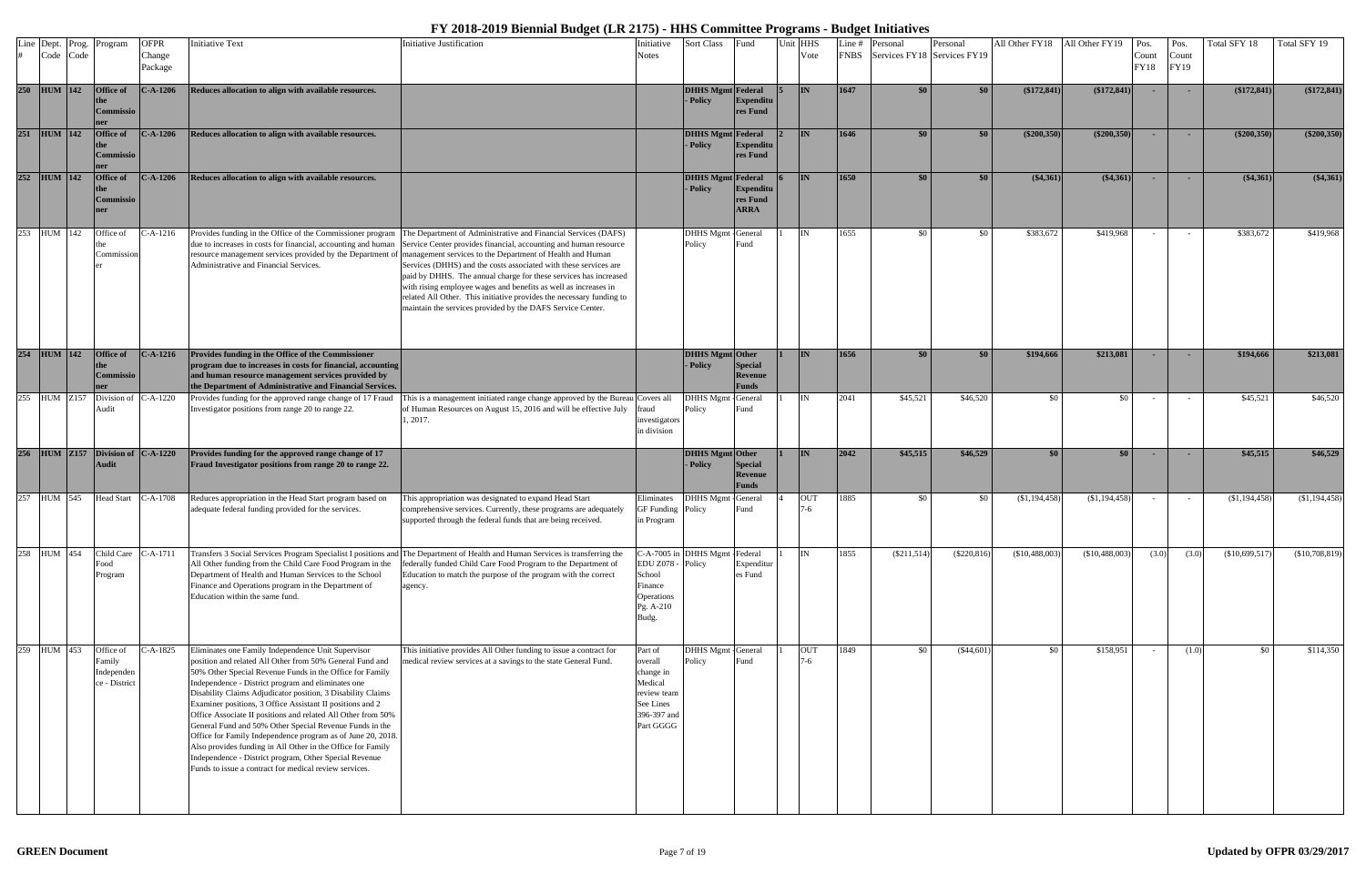# FY 2018-2019 Biennial Budget (LR 2175) - HHS Committee Programs - Budget Initiatives

| Line # | Dept. Code | Prog. Code | Program | OFPR Change Package | Initiative Text | Initiative Justification | Initiative Notes | Sort Class | Fund | Unit | HHS Vote | Line # FNBS | Personal Services FY18 | Personal Services FY19 | All Other FY18 | All Other FY19 | Pos. Count FY18 | Pos. Count FY19 | Total SFY 18 | Total SFY 19 |
|---|---|---|---|---|---|---|---|---|---|---|---|---|---|---|---|---|---|---|---|---|
| **250** | **HUM** | **142** | **Office of the Commissioner** | **C-A-1206** | **Reduces allocation to align with available resources.** | | | **DHHS Mgmt - Policy** | **Federal Expenditures Fund** | **5** | **IN** | **1647** | **$0** | **$0** | **($172,841)** | **($172,841)** | **-** | **-** | **($172,841)** | **($172,841)** |
| **251** | **HUM** | **142** | **Office of the Commissioner** | **C-A-1206** | **Reduces allocation to align with available resources.** | | | **DHHS Mgmt - Policy** | **Federal Expenditures Fund** | **2** | **IN** | **1646** | **$0** | **$0** | **($200,350)** | **($200,350)** | **-** | **-** | **($200,350)** | **($200,350)** |
| **252** | **HUM** | **142** | **Office of the Commissioner** | **C-A-1206** | **Reduces allocation to align with available resources.** | | | **DHHS Mgmt - Policy** | **Federal Expenditures Fund ARRA** | **6** | **IN** | **1650** | **$0** | **$0** | **($4,361)** | **($4,361)** | **-** | **-** | **($4,361)** | **($4,361)** |
| 253 | HUM | 142 | Office of the Commissioner | C-A-1216 | Provides funding in the Office of the Commissioner program due to increases in costs for financial, accounting and human resource management services provided by the Department of Administrative and Financial Services. | The Department of Administrative and Financial Services (DAFS) Service Center provides financial, accounting and human resource management services to the Department of Health and Human Services (DHHS) and the costs associated with these services are paid by DHHS. The annual charge for these services has increased with rising employee wages and benefits as well as increases in related All Other. This initiative provides the necessary funding to maintain the services provided by the DAFS Service Center. | | DHHS Mgmt - Policy | General Fund | 1 | IN | 1655 | $0 | $0 | $383,672 | $419,968 | - | - | $383,672 | $419,968 |
| **254** | **HUM** | **142** | **Office of the Commissioner** | **C-A-1216** | **Provides funding in the Office of the Commissioner program due to increases in costs for financial, accounting and human resource management services provided by the Department of Administrative and Financial Services.** | | | **DHHS Mgmt - Policy** | **Other Special Revenue Funds** | **1** | **IN** | **1656** | **$0** | **$0** | **$194,666** | **$213,081** | **-** | **-** | **$194,666** | **$213,081** |
| 255 | HUM | Z157 | Division of Audit | C-A-1220 | Provides funding for the approved range change of 17 Fraud Investigator positions from range 20 to range 22. | This is a management initiated range change approved by the Bureau of Human Resources on August 15, 2016 and will be effective July 1, 2017. | Covers all fraud investigators in division | DHHS Mgmt - Policy | General Fund | 1 | IN | 2041 | $45,521 | $46,520 | $0 | $0 | - | - | $45,521 | $46,520 |
| **256** | **HUM** | **Z157** | **Division of Audit** | **C-A-1220** | **Provides funding for the approved range change of 17 Fraud Investigator positions from range 20 to range 22.** | | | **DHHS Mgmt - Policy** | **Other Special Revenue Funds** | **1** | **IN** | **2042** | **$45,515** | **$46,529** | **$0** | **$0** | **-** | **-** | **$45,515** | **$46,529** |
| 257 | HUM | 545 | Head Start | C-A-1708 | Reduces appropriation in the Head Start program based on adequate federal funding provided for the services. | This appropriation was designated to expand Head Start comprehensive services. Currently, these programs are adequately supported through the federal funds that are being received. | Eliminates GF Funding in Program | DHHS Mgmt - Policy | General Fund | 4 | OUT 7-6 | 1885 | $0 | $0 | ($1,194,458) | ($1,194,458) | - | - | ($1,194,458) | ($1,194,458) |
| 258 | HUM | 454 | Child Care Food Program | C-A-1711 | Transfers 3 Social Services Program Specialist I positions and All Other funding from the Child Care Food Program in the Department of Health and Human Services to the School Finance and Operations program in the Department of Education within the same fund. | The Department of Health and Human Services is transferring the federally funded Child Care Food Program to the Department of Education to match the purpose of the program with the correct agency. | C-A-7005 in EDU Z078 - School Finance Operations Pg. A-210 Budg. | DHHS Mgmt - Policy | Federal Expenditures Fund | 1 | IN | 1855 | ($211,514) | ($220,816) | ($10,488,003) | ($10,488,003) | (3.0) | (3.0) | ($10,699,517) | ($10,708,819) |
| 259 | HUM | 453 | Office of Family Independence - District | C-A-1825 | Eliminates one Family Independence Unit Supervisor position and related All Other from 50% General Fund and 50% Other Special Revenue Funds in the Office for Family Independence - District program and eliminates one Disability Claims Adjudicator position, 3 Disability Claims Examiner positions, 3 Office Assistant II positions and 2 Office Associate II positions and related All Other from 50% General Fund and 50% Other Special Revenue Funds in the Office for Family Independence program as of June 20, 2018. Also provides funding in All Other in the Office for Family Independence - District program, Other Special Revenue Funds to issue a contract for medical review services. | This initiative provides All Other funding to issue a contract for medical review services at a savings to the state General Fund. | Part of overall change in Medical review team See Lines 396-397 and Part GGGG | DHHS Mgmt - Policy | General Fund | 1 | OUT 7-6 | 1849 | $0 | ($44,601) | $0 | $158,951 | - | (1.0) | $0 | $114,350 |

**GREEN Document** | Updated by OFPR 03/29/2017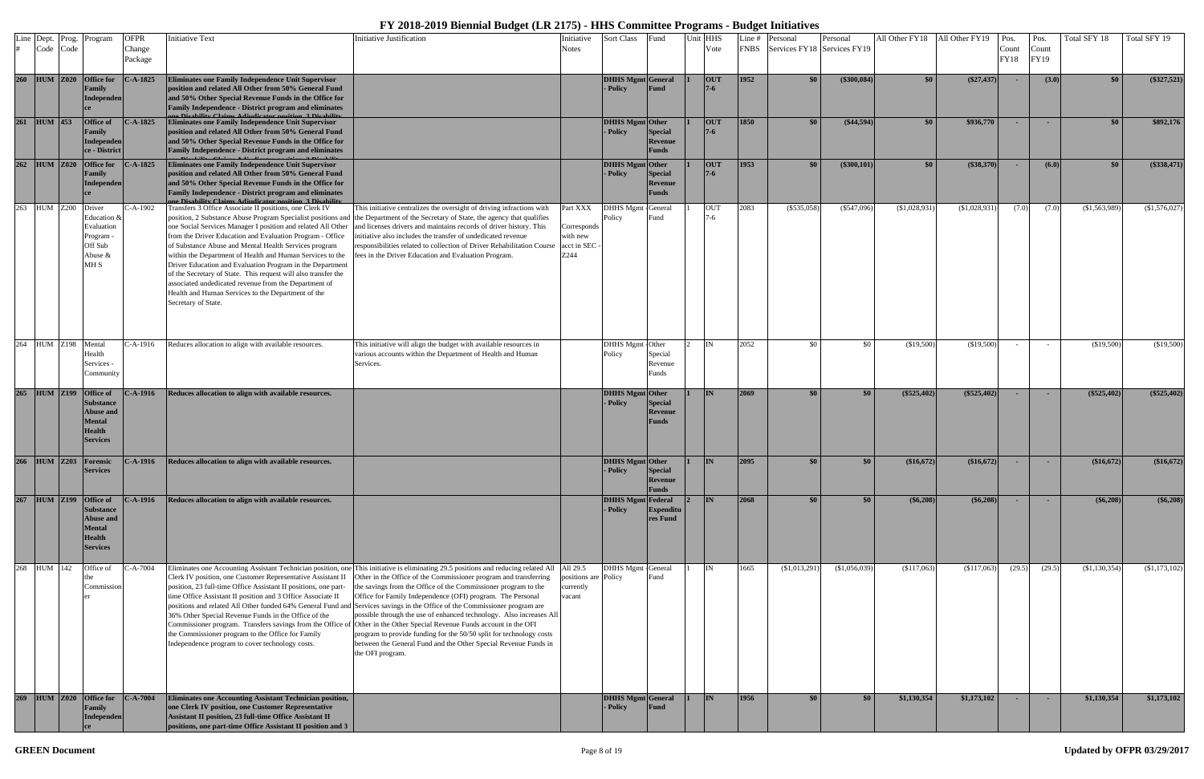# FY 2018-2019 Biennial Budget (LR 2175) - HHS Committee Programs - Budget Initiatives

| Line # | Dept. Code | Prog. Code | Program | OFPR Change Package | Initiative Text | Initiative Justification | Initiative Notes | Sort Class | Fund | Unit | HHS Vote | Line # FNBS | Personal Services FY18 | Personal Services FY19 | All Other FY18 | All Other FY19 | Pos. Count FY18 | Pos. Count FY19 | Total SFY 18 | Total SFY 19 |
|---|---|---|---|---|---|---|---|---|---|---|---|---|---|---|---|---|---|---|---|---|
| **260** | **HUM** | **Z020** | **Office for Family Independence** | **C-A-1825** | **Eliminates one Family Independence Unit Supervisor position and related All Other from 50% General Fund and 50% Other Special Revenue Funds in the Office for Family Independence - District program and eliminates one Disability Claims Adjudicator position, 3 Disability** | | | **DHHS Mgmt - Policy** | **General Fund** | **1** | **OUT 7-6** | **1952** | **$0** | **($300,084)** | **$0** | **($27,437)** | **-** | **(3.0)** | **$0** | **($327,521)** |
| **261** | **HUM** | **453** | **Office for Family Independence - District** | **C-A-1825** | **Eliminates one Family Independence Unit Supervisor position and related All Other from 50% General Fund and 50% Other Special Revenue Funds in the Office for Family Independence - District program and eliminates** | | | **DHHS Mgmt - Policy** | **Other Special Revenue Funds** | **1** | **OUT 7-6** | **1850** | **$0** | **($44,594)** | **$0** | **$936,770** | **-** | **-** | **$0** | **$892,176** |
| **262** | **HUM** | **Z020** | **Office for Family Independence** | **C-A-1825** | **Eliminates one Family Independence Unit Supervisor position and related All Other from 50% General Fund and 50% Other Special Revenue Funds in the Office for Family Independence - District program and eliminates one Disability Claims Adjudicator position, 3 Disability** | | | **DHHS Mgmt - Policy** | **Other Special Revenue Funds** | **1** | **OUT 7-6** | **1953** | **$0** | **($300,101)** | **$0** | **($38,370)** | **-** | **(6.0)** | **$0** | **($338,471)** |
| 263 | HUM | Z200 | Driver Education & Evaluation Program - Off Sub Abuse & MH S | C-A-1902 | Transfers 3 Office Associate II positions, one Clerk IV position, 2 Substance Abuse Program Specialist positions and one Social Services Manager I position and related All Other from the Driver Education and Evaluation Program - Office of Substance Abuse and Mental Health Services program within the Department of Health and Human Services to the Driver Education and Evaluation Program in the Department of the Secretary of State. This request will also transfer the associated undedicated revenue from the Department of Health and Human Services to the Department of the Secretary of State. | This initiative centralizes the oversight of driving infractions with the Department of the Secretary of State, the agency that qualifies and licenses drivers and maintains records of driver history. This initiative also includes the transfer of undedicated revenue responsibilities related to collection of Driver Rehabilitation Course fees in the Driver Education and Evaluation Program. | Part XXX Corresponds with new acct in SEC - Z244 | DHHS Mgmt - Policy | General Fund | 1 | OUT 7-6 | 2083 | ($535,058) | ($547,096) | ($1,028,931) | ($1,028,931) | (7.0) | (7.0) | ($1,563,989) | ($1,576,027) |
| 264 | HUM | Z198 | Mental Health Services - Community | C-A-1916 | Reduces allocation to align with available resources. | This initiative will align the budget with available resources in various accounts within the Department of Health and Human Services. | | DHHS Mgmt - Policy | Other Special Revenue Funds | 2 | IN | 2052 | $0 | $0 | ($19,500) | ($19,500) | - | - | ($19,500) | ($19,500) |
| **265** | **HUM** | **Z199** | **Office of Substance Abuse and Mental Health Services** | **C-A-1916** | **Reduces allocation to align with available resources.** | | | **DHHS Mgmt - Policy** | **Other Special Revenue Funds** | **1** | **IN** | **2069** | **$0** | **$0** | **($525,402)** | **($525,402)** | **-** | **-** | **($525,402)** | **($525,402)** |
| **266** | **HUM** | **Z203** | **Forensic Services** | **C-A-1916** | **Reduces allocation to align with available resources.** | | | **DHHS Mgmt - Policy** | **Other Special Revenue Funds** | **1** | **IN** | **2095** | **$0** | **$0** | **($16,672)** | **($16,672)** | **-** | **-** | **($16,672)** | **($16,672)** |
| **267** | **HUM** | **Z199** | **Office of Substance Abuse and Mental Health Services** | **C-A-1916** | **Reduces allocation to align with available resources.** | | | **DHHS Mgmt - Policy** | **Federal Expenditures Fund** | **2** | **IN** | **2068** | **$0** | **$0** | **($6,208)** | **($6,208)** | **-** | **-** | **($6,208)** | **($6,208)** |
| 268 | HUM | 142 | Office of the Commissioner | C-A-7004 | Eliminates one Accounting Assistant Technician position, one Clerk IV position, one Customer Representative Assistant II position, 23 full-time Office Assistant II positions, one part-time Office Assistant II position and 3 Office Associate II positions and related All Other funded 64% General Fund and 36% Other Special Revenue Funds in the Office of the Commissioner program. Transfers savings from the Office of the Commissioner program to the Office for Family Independence program to cover technology costs. | This initiative is eliminating 29.5 positions and reducing related All Other in the Office of the Commissioner program and transferring the savings from the Office of the Commissioner program to the Office for Family Independence (OFI) program. The Personal Services savings in the Office of the Commissioner program are possible through the use of enhanced technology. Also increases All Other in the Other Special Revenue Funds account in the OFI program to provide funding for the 50/50 split for technology costs between the General Fund and the Other Special Revenue Funds in the OFI program. | All 29.5 positions are currently vacant | DHHS Mgmt - Policy | General Fund | 1 | IN | 1665 | ($1,013,291) | ($1,056,039) | ($117,063) | ($117,063) | (29.5) | (29.5) | ($1,130,354) | ($1,173,102) |
| **269** | **HUM** | **Z020** | **Office for Family Independence** | **C-A-7004** | **Eliminates one Accounting Assistant Technician position, one Clerk IV position, one Customer Representative Assistant II position, 23 full-time Office Assistant II positions, one part-time Office Assistant II position and 3** | | | **DHHS Mgmt - Policy** | **General Fund** | **1** | **IN** | **1956** | **$0** | **$0** | **$1,130,354** | **$1,173,102** | **-** | **-** | **$1,130,354** | **$1,173,102** |

**GREEN Document** | Updated by OFPR 03/29/2017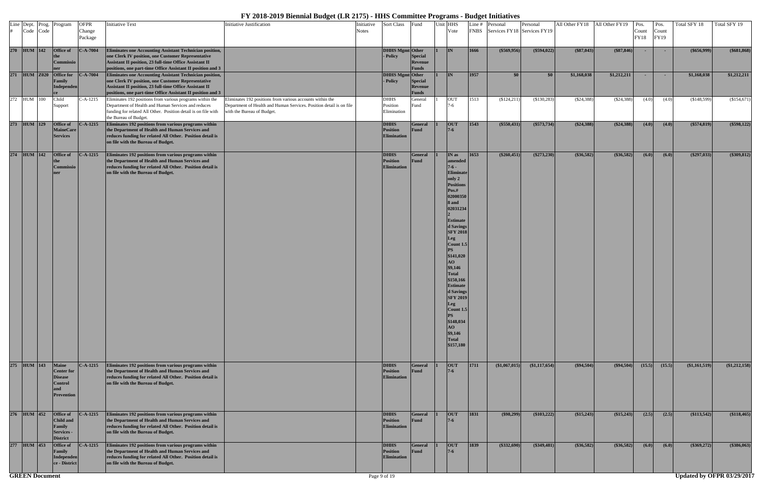# FY 2018-2019 Biennial Budget (LR 2175) - HHS Committee Programs - Budget Initiatives

| Line # | Dept. Code | Prog. Code | Program | OFPR Change Package | Initiative Text | Initiative Justification | Initiative Notes | Sort Class | Fund | Unit | HHS Vote | Line # FNBS | Personal Services FY18 | Personal Services FY19 | All Other FY18 | All Other FY19 | Pos. Count FY18 | Pos. Count FY19 | Total SFY 18 | Total SFY 19 |
|---|---|---|---|---|---|---|---|---|---|---|---|---|---|---|---|---|---|---|---|---|
| 270 | HUM | 142 | Office of the Commissioner | C-A-7004 | Eliminates one Accounting Assistant Technician position, one Clerk IV position, one Customer Representative Assistant II position, 23 full-time Office Assistant II positions, one part-time Office Assistant II position and 3 | | | DHHS Mgmt - Policy | Other Special Revenue Funds | 1 | IN | 1666 | ($569,956) | ($594,022) | ($87,043) | ($87,846) | - | - | ($656,999) | ($681,868) |
| 271 | HUM | Z020 | Office for Family Independence | C-A-7004 | Eliminates one Accounting Assistant Technician position, one Clerk IV position, one Customer Representative Assistant II position, 23 full-time Office Assistant II positions, one part-time Office Assistant II position and 3 | | | DHHS Mgmt - Policy | Other Special Revenue Funds | 1 | IN | 1957 | $0 | $0 | $1,168,038 | $1,212,211 | - | - | $1,168,038 | $1,212,211 |
| 272 | HUM | 100 | Child Support | C-A-1215 | Eliminates 192 positions from various programs within the Department of Health and Human Services and reduces funding for related All Other. Position detail is on file with the Bureau of Budget. | Eliminates 192 positions from various accounts within the Department of Health and Human Services. Position detail is on file with the Bureau of Budget. | | DHHS Position Elimination | General Fund | 1 | OUT 7-6 | 1513 | ($124,211) | ($130,283) | ($24,388) | ($24,388) | (4.0) | (4.0) | ($148,599) | ($154,671) |
| 273 | HUM | 129 | Office of MaineCare Services | C-A-1215 | Eliminates 192 positions from various programs within the Department of Health and Human Services and reduces funding for related All Other. Position detail is on file with the Bureau of Budget. | | | DHHS Position Elimination | General Fund | 1 | OUT 7-6 | 1543 | ($550,431) | ($573,734) | ($24,388) | ($24,388) | (4.0) | (4.0) | ($574,819) | ($598,122) |
| 274 | HUM | 142 | Office of the Commissioner | C-A-1215 | Eliminates 192 positions from various programs within the Department of Health and Human Services and reduces funding for related All Other. Position detail is on file with the Bureau of Budget. | | | DHHS Position Elimination | General Fund | 1 | IN as amended 7-6 - Eliminate only 2 Positions Pos.# 020003508 and 020312342 Estimated Savings SFY 2018 Leg Count 1.5 PS $141,020 AO $9,146 Total $150,166 Estimated Savings SFY 2019 Leg Count 1.5 PS $148,034 AO $9,146 Total $157,180 | 1653 | ($260,451) | ($273,230) | ($36,582) | ($36,582) | (6.0) | (6.0) | ($297,033) | ($309,812) |
| 275 | HUM | 143 | Maine Center for Disease Control and Prevention | C-A-1215 | Eliminates 192 positions from various programs within the Department of Health and Human Services and reduces funding for related All Other. Position detail is on file with the Bureau of Budget. | | | DHHS Position Elimination | General Fund | 1 | OUT 7-6 | 1711 | ($1,067,015) | ($1,117,654) | ($94,504) | ($94,504) | (15.5) | (15.5) | ($1,161,519) | ($1,212,158) |
| 276 | HUM | 452 | Office of Child and Family Services - District | C-A-1215 | Eliminates 192 positions from various programs within the Department of Health and Human Services and reduces funding for related All Other. Position detail is on file with the Bureau of Budget. | | | DHHS Position Elimination | General Fund | 1 | OUT 7-6 | 1831 | ($98,299) | ($103,222) | ($15,243) | ($15,243) | (2.5) | (2.5) | ($113,542) | ($118,465) |
| 277 | HUM | 453 | Office of Family Independence - District | C-A-1215 | Eliminates 192 positions from various programs within the Department of Health and Human Services and reduces funding for related All Other. Position detail is on file with the Bureau of Budget. | | | DHHS Position Elimination | General Fund | 1 | OUT 7-6 | 1839 | ($332,690) | ($349,481) | ($36,582) | ($36,582) | (6.0) | (6.0) | ($369,272) | ($386,063) |

GREEN Document

Updated by OFPR 03/29/2017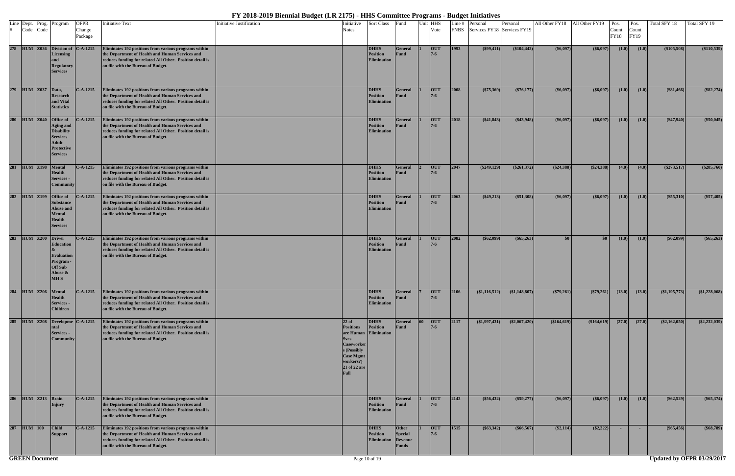# FY 2018-2019 Biennial Budget (LR 2175) - HHS Committee Programs - Budget Initiatives

| Line # | Dept. Code | Prog. Code | Program | OFPR Change Package | Initiative Text | Initiative Justification | Initiative Notes | Sort Class | Fund | Unit | HHS Vote | Line # FNBS | Personal Services FY18 | Personal Services FY19 | All Other FY18 | All Other FY19 | Pos. Count FY18 | Pos. Count FY19 | Total SFY 18 | Total SFY 19 |
|---|---|---|---|---|---|---|---|---|---|---|---|---|---|---|---|---|---|---|---|---|
| 278 | HUM | Z036 | Division of Licensing and Regulatory Services | C-A-1215 | Eliminates 192 positions from various programs within the Department of Health and Human Services and reduces funding for related All Other. Position detail is on file with the Bureau of Budget. | | | DHHS Position Elimination | General Fund | 1 | OUT 7-6 | 1993 | ($99,411) | ($104,442) | ($6,097) | ($6,097) | (1.0) | (1.0) | ($105,508) | ($110,539) |
| 279 | HUM | Z037 | Data, Research and Vital Statistics | C-A-1215 | Eliminates 192 positions from various programs within the Department of Health and Human Services and reduces funding for related All Other. Position detail is on file with the Bureau of Budget. | | | DHHS Position Elimination | General Fund | 1 | OUT 7-6 | 2008 | ($75,369) | ($76,177) | ($6,097) | ($6,097) | (1.0) | (1.0) | ($81,466) | ($82,274) |
| 280 | HUM | Z040 | Office of Aging and Disability Services Adult Protective Services | C-A-1215 | Eliminates 192 positions from various programs within the Department of Health and Human Services and reduces funding for related All Other. Position detail is on file with the Bureau of Budget. | | | DHHS Position Elimination | General Fund | 1 | OUT 7-6 | 2018 | ($41,843) | ($43,948) | ($6,097) | ($6,097) | (1.0) | (1.0) | ($47,940) | ($50,045) |
| 281 | HUM | Z198 | Mental Health Services - Community | C-A-1215 | Eliminates 192 positions from various programs within the Department of Health and Human Services and reduces funding for related All Other. Position detail is on file with the Bureau of Budget. | | | DHHS Position Elimination | General Fund | 2 | OUT 7-6 | 2047 | ($249,129) | ($261,372) | ($24,388) | ($24,388) | (4.0) | (4.0) | ($273,517) | ($285,760) |
| 282 | HUM | Z199 | Office of Substance Abuse and Mental Health Services | C-A-1215 | Eliminates 192 positions from various programs within the Department of Health and Human Services and reduces funding for related All Other. Position detail is on file with the Bureau of Budget. | | | DHHS Position Elimination | General Fund | 1 | OUT 7-6 | 2063 | ($49,213) | ($51,308) | ($6,097) | ($6,097) | (1.0) | (1.0) | ($55,310) | ($57,405) |
| 283 | HUM | Z200 | Driver Education & Evaluation Program - Off Sub Abuse & MH S | C-A-1215 | Eliminates 192 positions from various programs within the Department of Health and Human Services and reduces funding for related All Other. Position detail is on file with the Bureau of Budget. | | | DHHS Position Elimination | General Fund | 1 | OUT 7-6 | 2082 | ($62,099) | ($65,263) | $0 | $0 | (1.0) | (1.0) | ($62,099) | ($65,263) |
| 284 | HUM | Z206 | Mental Health Services - Children | C-A-1215 | Eliminates 192 positions from various programs within the Department of Health and Human Services and reduces funding for related All Other. Position detail is on file with the Bureau of Budget. | | | DHHS Position Elimination | General Fund | 7 | OUT 7-6 | 2106 | ($1,116,512) | ($1,148,807) | ($79,261) | ($79,261) | (13.0) | (13.0) | ($1,195,773) | ($1,228,068) |
| 285 | HUM | Z208 | Developmental Services - Community | C-A-1215 | Eliminates 192 positions from various programs within the Department of Health and Human Services and reduces funding for related All Other. Position detail is on file with the Bureau of Budget. | | 22 of Positions are Human Svcs Caseworkers (Possibly Case Mgmt workers?) 21 of 22 are Full | DHHS Position Elimination | General Fund | 60 | OUT 7-6 | 2117 | ($1,997,431) | ($2,067,420) | ($164,619) | ($164,619) | (27.0) | (27.0) | ($2,162,050) | ($2,232,039) |
| 286 | HUM | Z213 | Brain Injury | C-A-1215 | Eliminates 192 positions from various programs within the Department of Health and Human Services and reduces funding for related All Other. Position detail is on file with the Bureau of Budget. | | | DHHS Position Elimination | General Fund | 1 | OUT 7-6 | 2142 | ($56,432) | ($59,277) | ($6,097) | ($6,097) | (1.0) | (1.0) | ($62,529) | ($65,374) |
| 287 | HUM | 100 | Child Support | C-A-1215 | Eliminates 192 positions from various programs within the Department of Health and Human Services and reduces funding for related All Other. Position detail is on file with the Bureau of Budget. | | | DHHS Position Elimination | Other Special Revenue Funds | 1 | OUT 7-6 | 1515 | ($63,342) | ($66,567) | ($2,114) | ($2,222) | - | - | ($65,456) | ($68,789) |

GREEN Document

Updated by OFPR 03/29/2017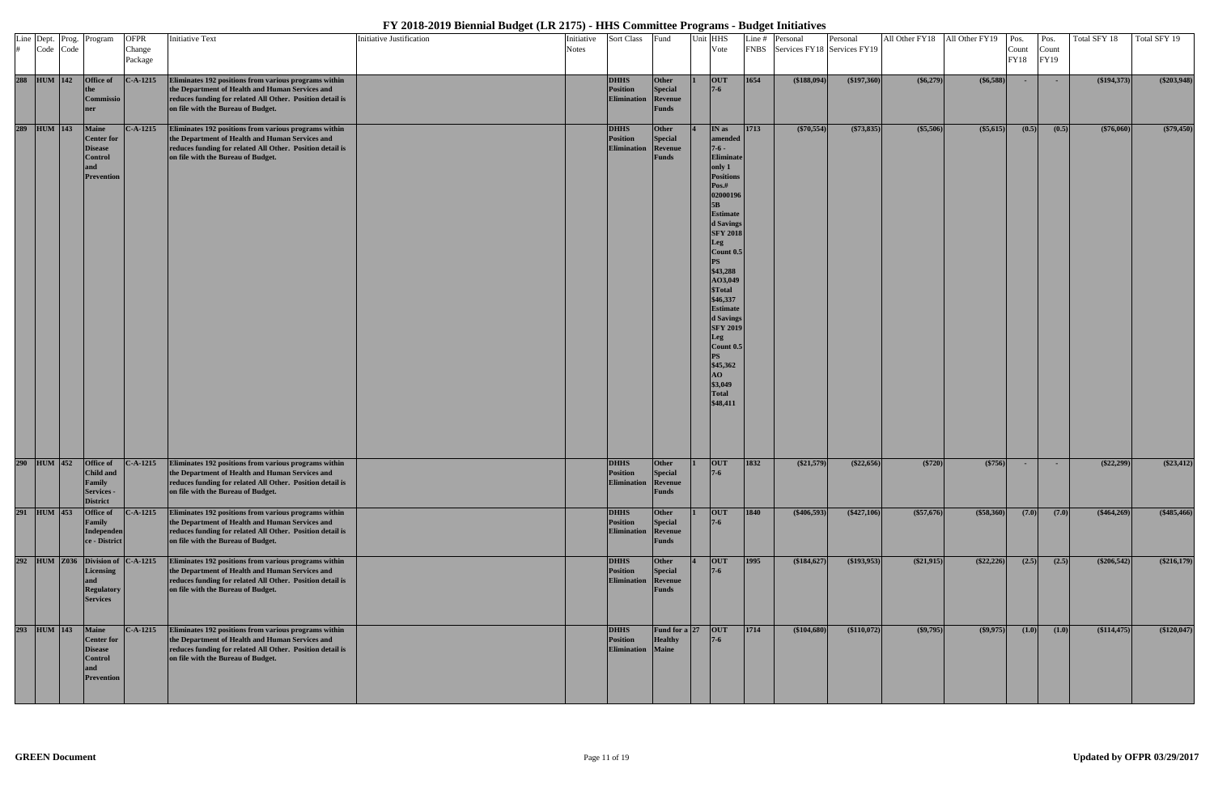# FY 2018-2019 Biennial Budget (LR 2175) - HHS Committee Programs - Budget Initiatives

| Line # | Dept. Code | Prog. Code | Program | OFPR Change Package | Initiative Text | Initiative Justification | Initiative Notes | Sort Class | Fund | Unit | HHS Vote | Line # FNBS | Personal Services FY18 | Personal Services FY19 | All Other FY18 | All Other FY19 | Pos. Count FY18 | Pos. Count FY19 | Total SFY 18 | Total SFY 19 |
|---|---|---|---|---|---|---|---|---|---|---|---|---|---|---|---|---|---|---|---|---|
| 288 | HUM | 142 | Office of the Commissioner | C-A-1215 | Eliminates 192 positions from various programs within the Department of Health and Human Services and reduces funding for related All Other. Position detail is on file with the Bureau of Budget. | | | DHHS Position Elimination | Other Special Revenue Funds | 1 | OUT 7-6 | 1654 | ($188,094) | ($197,360) | ($6,279) | ($6,588) | - | - | ($194,373) | ($203,948) |
| 289 | HUM | 143 | Maine Center for Disease Control and Prevention | C-A-1215 | Eliminates 192 positions from various programs within the Department of Health and Human Services and reduces funding for related All Other. Position detail is on file with the Bureau of Budget. | | | DHHS Position Elimination | Other Special Revenue Funds | 4 | IN as amended 7-6 - Eliminate only 1 Positions Pos.# 02000196 5B Estimated Savings SFY 2018 Leg Count 0.5 PS $43,288 AO3,049 $Total $46,337 Estimated Savings SFY 2019 Leg Count 0.5 PS $45,362 AO $3,049 Total $48,411 | 1713 | ($70,554) | ($73,835) | ($5,506) | ($5,615) | (0.5) | (0.5) | ($76,060) | ($79,450) |
| 290 | HUM | 452 | Office of Child and Family Services - District | C-A-1215 | Eliminates 192 positions from various programs within the Department of Health and Human Services and reduces funding for related All Other. Position detail is on file with the Bureau of Budget. | | | DHHS Position Elimination | Other Special Revenue Funds | 1 | OUT 7-6 | 1832 | ($21,579) | ($22,656) | ($720) | ($756) | - | - | ($22,299) | ($23,412) |
| 291 | HUM | 453 | Office of Family Independence - District | C-A-1215 | Eliminates 192 positions from various programs within the Department of Health and Human Services and reduces funding for related All Other. Position detail is on file with the Bureau of Budget. | | | DHHS Position Elimination | Other Special Revenue Funds | 1 | OUT 7-6 | 1840 | ($406,593) | ($427,106) | ($57,676) | ($58,360) | (7.0) | (7.0) | ($464,269) | ($485,466) |
| 292 | HUM | Z036 | Division of Licensing and Regulatory Services | C-A-1215 | Eliminates 192 positions from various programs within the Department of Health and Human Services and reduces funding for related All Other. Position detail is on file with the Bureau of Budget. | | | DHHS Position Elimination | Other Special Revenue Funds | 4 | OUT 7-6 | 1995 | ($184,627) | ($193,953) | ($21,915) | ($22,226) | (2.5) | (2.5) | ($206,542) | ($216,179) |
| 293 | HUM | 143 | Maine Center for Disease Control and Prevention | C-A-1215 | Eliminates 192 positions from various programs within the Department of Health and Human Services and reduces funding for related All Other. Position detail is on file with the Bureau of Budget. | | | DHHS Position Elimination | Fund for a Healthy Maine | 27 | OUT 7-6 | 1714 | ($104,680) | ($110,072) | ($9,795) | ($9,975) | (1.0) | (1.0) | ($114,475) | ($120,047) |

**GREEN Document** | **Updated by OFPR 03/29/2017**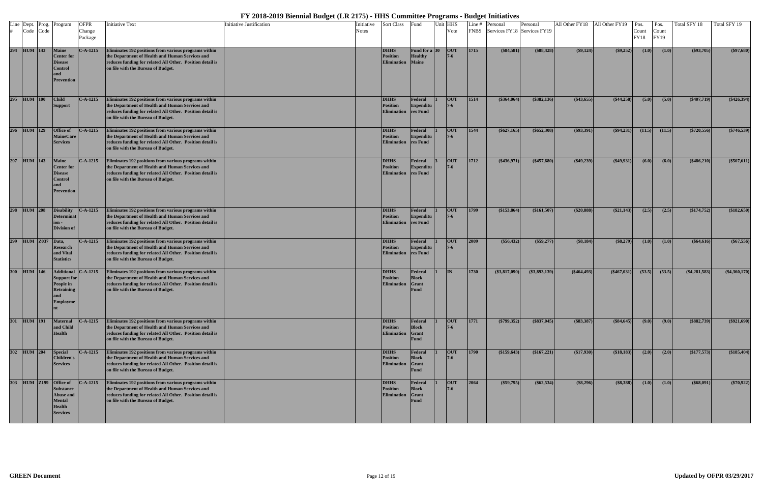# FY 2018-2019 Biennial Budget (LR 2175) - HHS Committee Programs - Budget Initiatives

| Line # | Dept. Code | Prog. Code | Program | OFPR Change Package | Initiative Text | Initiative Justification | Initiative Notes | Sort Class | Fund | Unit | HHS Vote | Line # FNBS | Personal Services FY18 | Personal Services FY19 | All Other FY18 | All Other FY19 | Pos. Count FY18 | Pos. Count FY19 | Total SFY 18 | Total SFY 19 |
|---|---|---|---|---|---|---|---|---|---|---|---|---|---|---|---|---|---|---|---|---|
| 294 | HUM | 143 | Maine Center for Disease Control and Prevention | C-A-1215 | Eliminates 192 positions from various programs within the Department of Health and Human Services and reduces funding for related All Other. Position detail is on file with the Bureau of Budget. | | | DHHS Position Elimination | Fund for a Healthy Maine | 30 | OUT 7-6 | 1715 | ($84,581) | ($88,428) | ($9,124) | ($9,252) | (1.0) | (1.0) | ($93,705) | ($97,680) |
| 295 | HUM | 100 | Child Support | C-A-1215 | Eliminates 192 positions from various programs within the Department of Health and Human Services and reduces funding for related All Other. Position detail is on file with the Bureau of Budget. | | | DHHS Position Elimination | Federal Expenditures Fund | 1 | OUT 7-6 | 1514 | ($364,064) | ($382,136) | ($43,655) | ($44,258) | (5.0) | (5.0) | ($407,719) | ($426,394) |
| 296 | HUM | 129 | Office of MaineCare Services | C-A-1215 | Eliminates 192 positions from various programs within the Department of Health and Human Services and reduces funding for related All Other. Position detail is on file with the Bureau of Budget. | | | DHHS Position Elimination | Federal Expenditures Fund | 1 | OUT 7-6 | 1544 | ($627,165) | ($652,308) | ($93,391) | ($94,231) | (11.5) | (11.5) | ($720,556) | ($746,539) |
| 297 | HUM | 143 | Maine Center for Disease Control and Prevention | C-A-1215 | Eliminates 192 positions from various programs within the Department of Health and Human Services and reduces funding for related All Other. Position detail is on file with the Bureau of Budget. | | | DHHS Position Elimination | Federal Expenditures Fund | 3 | OUT 7-6 | 1712 | ($436,971) | ($457,680) | ($49,239) | ($49,931) | (6.0) | (6.0) | ($486,210) | ($507,611) |
| 298 | HUM | 208 | Disability Determination - Division of | C-A-1215 | Eliminates 192 positions from various programs within the Department of Health and Human Services and reduces funding for related All Other. Position detail is on file with the Bureau of Budget. | | | DHHS Position Elimination | Federal Expenditures Fund | 1 | OUT 7-6 | 1799 | ($153,864) | ($161,507) | ($20,888) | ($21,143) | (2.5) | (2.5) | ($174,752) | ($182,650) |
| 299 | HUM | Z037 | Data, Research and Vital Statistics | C-A-1215 | Eliminates 192 positions from various programs within the Department of Health and Human Services and reduces funding for related All Other. Position detail is on file with the Bureau of Budget. | | | DHHS Position Elimination | Federal Expenditures Fund | 1 | OUT 7-6 | 2009 | ($56,432) | ($59,277) | ($8,184) | ($8,279) | (1.0) | (1.0) | ($64,616) | ($67,556) |
| 300 | HUM | 146 | Additional Support for People in Retraining and Employment | C-A-1215 | Eliminates 192 positions from various programs within the Department of Health and Human Services and reduces funding for related All Other. Position detail is on file with the Bureau of Budget. | | | DHHS Position Elimination | Federal Block Grant Fund | 1 | IN | 1730 | ($3,817,090) | ($3,893,139) | ($464,493) | ($467,031) | (53.5) | (53.5) | ($4,281,583) | ($4,360,170) |
| 301 | HUM | 191 | Maternal and Child Health | C-A-1215 | Eliminates 192 positions from various programs within the Department of Health and Human Services and reduces funding for related All Other. Position detail is on file with the Bureau of Budget. | | | DHHS Position Elimination | Federal Block Grant Fund | 1 | OUT 7-6 | 1771 | ($799,352) | ($837,045) | ($83,387) | ($84,645) | (9.0) | (9.0) | ($882,739) | ($921,690) |
| 302 | HUM | 204 | Special Children's Services | C-A-1215 | Eliminates 192 positions from various programs within the Department of Health and Human Services and reduces funding for related All Other. Position detail is on file with the Bureau of Budget. | | | DHHS Position Elimination | Federal Block Grant Fund | 1 | OUT 7-6 | 1790 | ($159,643) | ($167,221) | ($17,930) | ($18,183) | (2.0) | (2.0) | ($177,573) | ($185,404) |
| 303 | HUM | Z199 | Office of Substance Abuse and Mental Health Services | C-A-1215 | Eliminates 192 positions from various programs within the Department of Health and Human Services and reduces funding for related All Other. Position detail is on file with the Bureau of Budget. | | | DHHS Position Elimination | Federal Block Grant Fund | 1 | OUT 7-6 | 2064 | ($59,795) | ($62,534) | ($8,296) | ($8,388) | (1.0) | (1.0) | ($68,091) | ($70,922) |

GREEN Document

Updated by OFPR 03/29/2017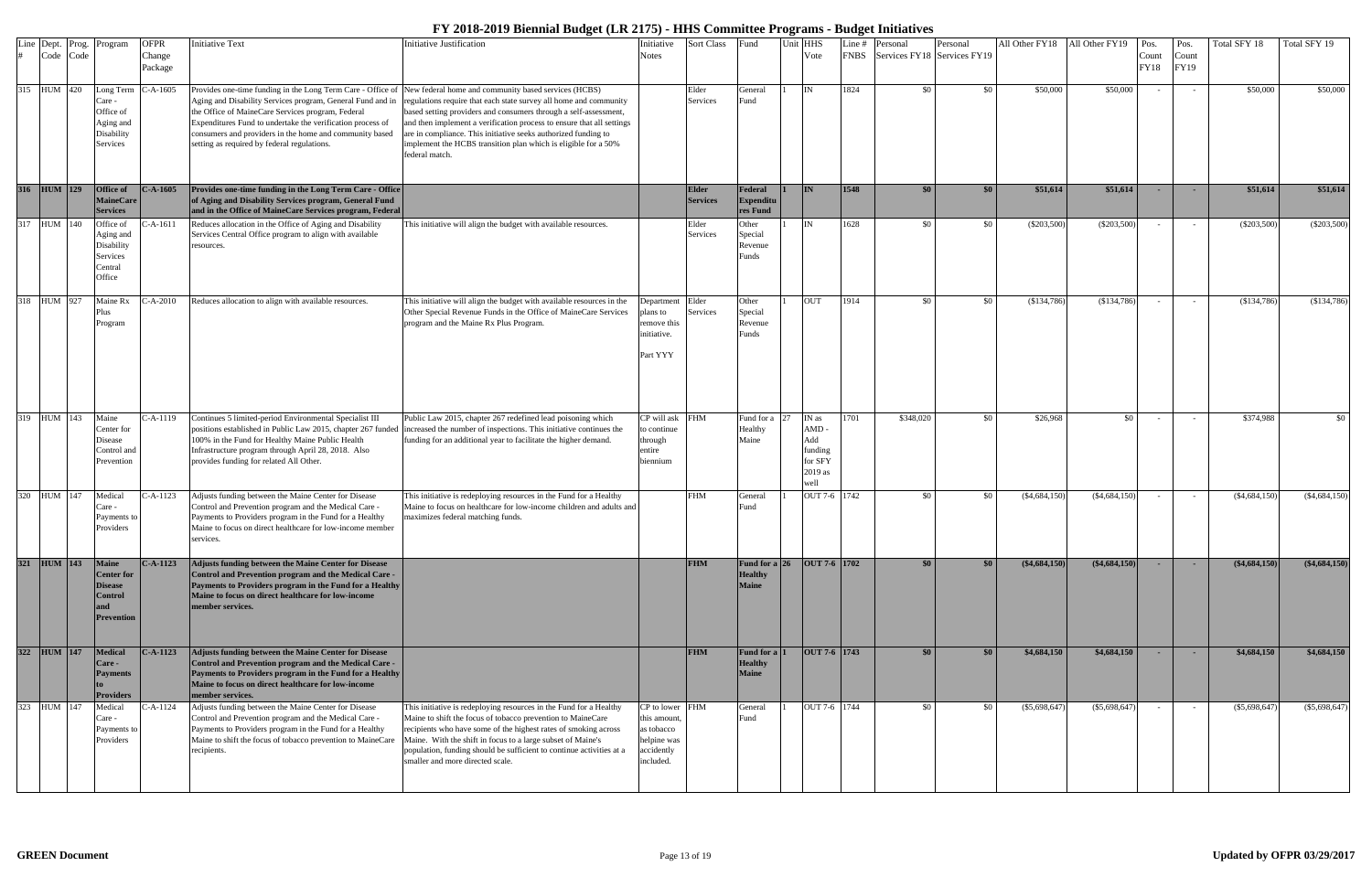# FY 2018-2019 Biennial Budget (LR 2175) - HHS Committee Programs - Budget Initiatives

| Line # | Dept. Code | Prog. Code | Program | OFPR Change Package | Initiative Text | Initiative Justification | Initiative Notes | Sort Class | Fund | Unit | HHS Vote | Line # FNBS | Personal Services FY18 | Personal Services FY19 | All Other FY18 | All Other FY19 | Pos. Count FY18 | Pos. Count FY19 | Total SFY 18 | Total SFY 19 |
|---|---|---|---|---|---|---|---|---|---|---|---|---|---|---|---|---|---|---|---|---|
| 315 | HUM | 420 | Long Term Care - Office of Aging and Disability Services | C-A-1605 | Provides one-time funding in the Long Term Care - Office of Aging and Disability Services program, General Fund and in the Office of MaineCare Services program, Federal Expenditures Fund to undertake the verification process of consumers and providers in the home and community based setting as required by federal regulations. | New federal home and community based services (HCBS) regulations require that each state survey all home and community based setting providers and consumers through a self-assessment, and then implement a verification process to ensure that all settings are in compliance. This initiative seeks authorized funding to implement the HCBS transition plan which is eligible for a 50% federal match. | | Elder Services | General Fund | 1 | IN | 1824 | $0 | $0 | $50,000 | $50,000 | - | - | $50,000 | $50,000 |
| **316** | **HUM** | **129** | **Office of MaineCare Services** | **C-A-1605** | **Provides one-time funding in the Long Term Care - Office of Aging and Disability Services program, General Fund and in the Office of MaineCare Services program, Federal** | | | **Elder Services** | **Federal Expenditures Fund** | **1** | **IN** | **1548** | **$0** | **$0** | **$51,614** | **$51,614** | **-** | **-** | **$51,614** | **$51,614** |
| 317 | HUM | 140 | Office of Aging and Disability Services Central Office | C-A-1611 | Reduces allocation in the Office of Aging and Disability Services Central Office program to align with available resources. | This initiative will align the budget with available resources. | | Elder Services | Other Special Revenue Funds | 1 | IN | 1628 | $0 | $0 | ($203,500) | ($203,500) | - | - | ($203,500) | ($203,500) |
| 318 | HUM | 927 | Maine Rx Plus Program | C-A-2010 | Reduces allocation to align with available resources. | This initiative will align the budget with available resources in the Other Special Revenue Funds in the Office of MaineCare Services program and the Maine Rx Plus Program. | Department plans to remove this initiative. Part YYY | Elder Services | Other Special Revenue Funds | 1 | OUT | 1914 | $0 | $0 | ($134,786) | ($134,786) | - | - | ($134,786) | ($134,786) |
| 319 | HUM | 143 | Maine Center for Disease Control and Prevention | C-A-1119 | Continues 5 limited-period Environmental Specialist III positions established in Public Law 2015, chapter 267 funded 100% in the Fund for Healthy Maine Public Health Infrastructure program through April 28, 2018. Also provides funding for related All Other. | Public Law 2015, chapter 267 redefined lead poisoning which increased the number of inspections. This initiative continues the funding for an additional year to facilitate the higher demand. | CP will ask to continue through entire biennium | FHM | Fund for a Healthy Maine | 27 | IN as AMD - Add funding for SFY 2019 as well | 1701 | $348,020 | $0 | $26,968 | $0 | - | - | $374,988 | $0 |
| 320 | HUM | 147 | Medical Care - Payments to Providers | C-A-1123 | Adjusts funding between the Maine Center for Disease Control and Prevention program and the Medical Care - Payments to Providers program in the Fund for a Healthy Maine to focus on direct healthcare for low-income member services. | This initiative is redeploying resources in the Fund for a Healthy Maine to focus on healthcare for low-income children and adults and maximizes federal matching funds. | | FHM | General Fund | 1 | OUT 7-6 | 1742 | $0 | $0 | ($4,684,150) | ($4,684,150) | - | - | ($4,684,150) | ($4,684,150) |
| **321** | **HUM** | **143** | **Maine Center for Disease Control and Prevention** | **C-A-1123** | **Adjusts funding between the Maine Center for Disease Control and Prevention program and the Medical Care - Payments to Providers program in the Fund for a Healthy Maine to focus on direct healthcare for low-income member services.** | | | **FHM** | **Fund for a Healthy Maine** | **26** | **OUT 7-6** | **1702** | **$0** | **$0** | **($4,684,150)** | **($4,684,150)** | **-** | **-** | **($4,684,150)** | **($4,684,150)** |
| **322** | **HUM** | **147** | **Medical Care - Payments to Providers** | **C-A-1123** | **Adjusts funding between the Maine Center for Disease Control and Prevention program and the Medical Care - Payments to Providers program in the Fund for a Healthy Maine to focus on direct healthcare for low-income member services.** | | | **FHM** | **Fund for a Healthy Maine** | **1** | **OUT 7-6** | **1743** | **$0** | **$0** | **$4,684,150** | **$4,684,150** | **-** | **-** | **$4,684,150** | **$4,684,150** |
| 323 | HUM | 147 | Medical Care - Payments to Providers | C-A-1124 | Adjusts funding between the Maine Center for Disease Control and Prevention program and the Medical Care - Payments to Providers program in the Fund for a Healthy Maine to shift the focus of tobacco prevention to MaineCare recipients. | This initiative is redeploying resources in the Fund for a Healthy Maine to shift the focus of tobacco prevention to MaineCare recipients who have some of the highest rates of smoking across Maine. With the shift in focus to a large subset of Maine's population, funding should be sufficient to continue activities at a smaller and more directed scale. | CP to lower this amount, as tobacco helpine was accidently included. | FHM | General Fund | 1 | OUT 7-6 | 1744 | $0 | $0 | ($5,698,647) | ($5,698,647) | - | - | ($5,698,647) | ($5,698,647) |

GREEN Document

Updated by OFPR 03/29/2017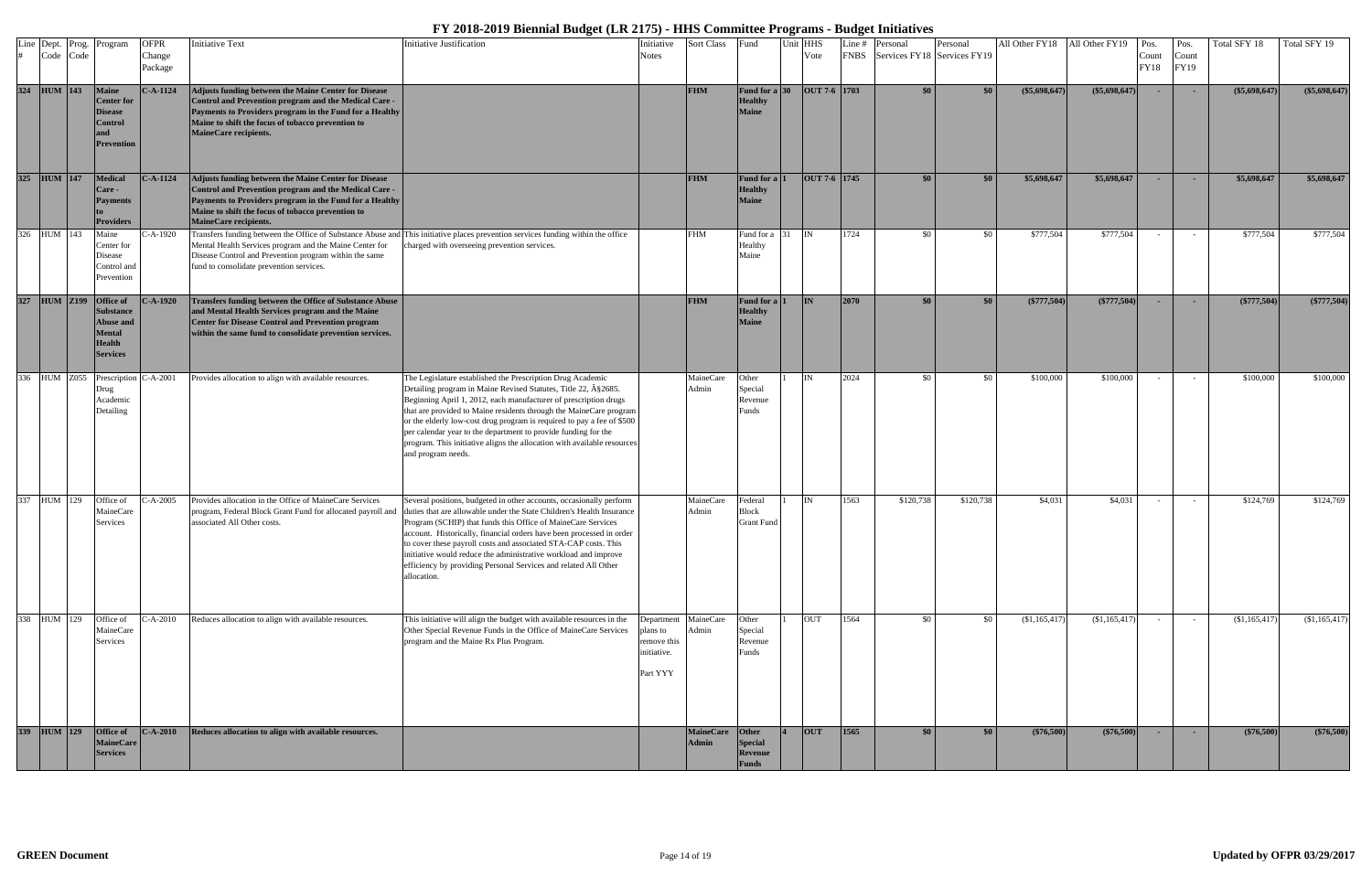# FY 2018-2019 Biennial Budget (LR 2175) - HHS Committee Programs - Budget Initiatives

| Line # | Dept. Code | Prog. Code | Program | OFPR Change Package | Initiative Text | Initiative Justification | Initiative Notes | Sort Class | Fund | Unit | HHS Vote | Line # FNBS | Personal Services FY18 | Personal Services FY19 | All Other FY18 | All Other FY19 | Pos. Count FY18 | Pos. Count FY19 | Total SFY 18 | Total SFY 19 |
|---|---|---|---|---|---|---|---|---|---|---|---|---|---|---|---|---|---|---|---|---|
| **324** | **HUM** | **143** | **Maine Center for Disease Control and Prevention** | **C-A-1124** | **Adjusts funding between the Maine Center for Disease Control and Prevention program and the Medical Care - Payments to Providers program in the Fund for a Healthy Maine to shift the focus of tobacco prevention to MaineCare recipients.** | | | **FHM** | **Fund for a Healthy Maine** | **30** | **OUT 7-6** | **1703** | **$0** | **$0** | **($5,698,647)** | **($5,698,647)** | **-** | **-** | **($5,698,647)** | **($5,698,647)** |
| **325** | **HUM** | **147** | **Medical Care - Payments to Providers** | **C-A-1124** | **Adjusts funding between the Maine Center for Disease Control and Prevention program and the Medical Care - Payments to Providers program in the Fund for a Healthy Maine to shift the focus of tobacco prevention to MaineCare recipients.** | | | **FHM** | **Fund for a Healthy Maine** | **1** | **OUT 7-6** | **1745** | **$0** | **$0** | **$5,698,647** | **$5,698,647** | **-** | **-** | **$5,698,647** | **$5,698,647** |
| 326 | HUM | 143 | Maine Center for Disease Control and Prevention | C-A-1920 | Transfers funding between the Office of Substance Abuse and Mental Health Services program and the Maine Center for Disease Control and Prevention program within the same fund to consolidate prevention services. | This initiative places prevention services funding within the office charged with overseeing prevention services. | | FHM | Fund for a Healthy Maine | 31 | IN | 1724 | $0 | $0 | $777,504 | $777,504 | - | - | $777,504 | $777,504 |
| **327** | **HUM** | **Z199** | **Office of Substance Abuse and Mental Health Services** | **C-A-1920** | **Transfers funding between the Office of Substance Abuse and Mental Health Services program and the Maine Center for Disease Control and Prevention program within the same fund to consolidate prevention services.** | | | **FHM** | **Fund for a Healthy Maine** | **1** | **IN** | **2070** | **$0** | **$0** | **($777,504)** | **($777,504)** | **-** | **-** | **($777,504)** | **($777,504)** |
| 336 | HUM | Z055 | Prescription Drug Academic Detailing | C-A-2001 | Provides allocation to align with available resources. | The Legislature established the Prescription Drug Academic Detailing program in Maine Revised Statutes, Title 22, Â§2685. Beginning April 1, 2012, each manufacturer of prescription drugs that are provided to Maine residents through the MaineCare program or the elderly low-cost drug program is required to pay a fee of $500 per calendar year to the department to provide funding for the program. This initiative aligns the allocation with available resources and program needs. | | MaineCare Admin | Other Special Revenue Funds | 1 | IN | 2024 | $0 | $0 | $100,000 | $100,000 | - | - | $100,000 | $100,000 |
| 337 | HUM | 129 | Office of MaineCare Services | C-A-2005 | Provides allocation in the Office of MaineCare Services program, Federal Block Grant Fund for allocated payroll and associated All Other costs. | Several positions, budgeted in other accounts, occasionally perform duties that are allowable under the State Children's Health Insurance Program (SCHIP) that funds this Office of MaineCare Services account. Historically, financial orders have been processed in order to cover these payroll costs and associated STA-CAP costs. This initiative would reduce the administrative workload and improve efficiency by providing Personal Services and related All Other allocation. | | MaineCare Admin | Federal Block Grant Fund | 1 | IN | 1563 | $120,738 | $120,738 | $4,031 | $4,031 | - | - | $124,769 | $124,769 |
| 338 | HUM | 129 | Office of MaineCare Services | C-A-2010 | Reduces allocation to align with available resources. | This initiative will align the budget with available resources in the Other Special Revenue Funds in the Office of MaineCare Services program and the Maine Rx Plus Program. | Department plans to remove this initiative. Part YYY | MaineCare Admin | Other Special Revenue Funds | 1 | OUT | 1564 | $0 | $0 | ($1,165,417) | ($1,165,417) | - | - | ($1,165,417) | ($1,165,417) |
| **339** | **HUM** | **129** | **Office of MaineCare Services** | **C-A-2010** | **Reduces allocation to align with available resources.** | | | **MaineCare Admin** | **Other Special Revenue Funds** | **4** | **OUT** | **1565** | **$0** | **$0** | **($76,500)** | **($76,500)** | **-** | **-** | **($76,500)** | **($76,500)** |

**GREEN Document** | Updated by OFPR 03/29/2017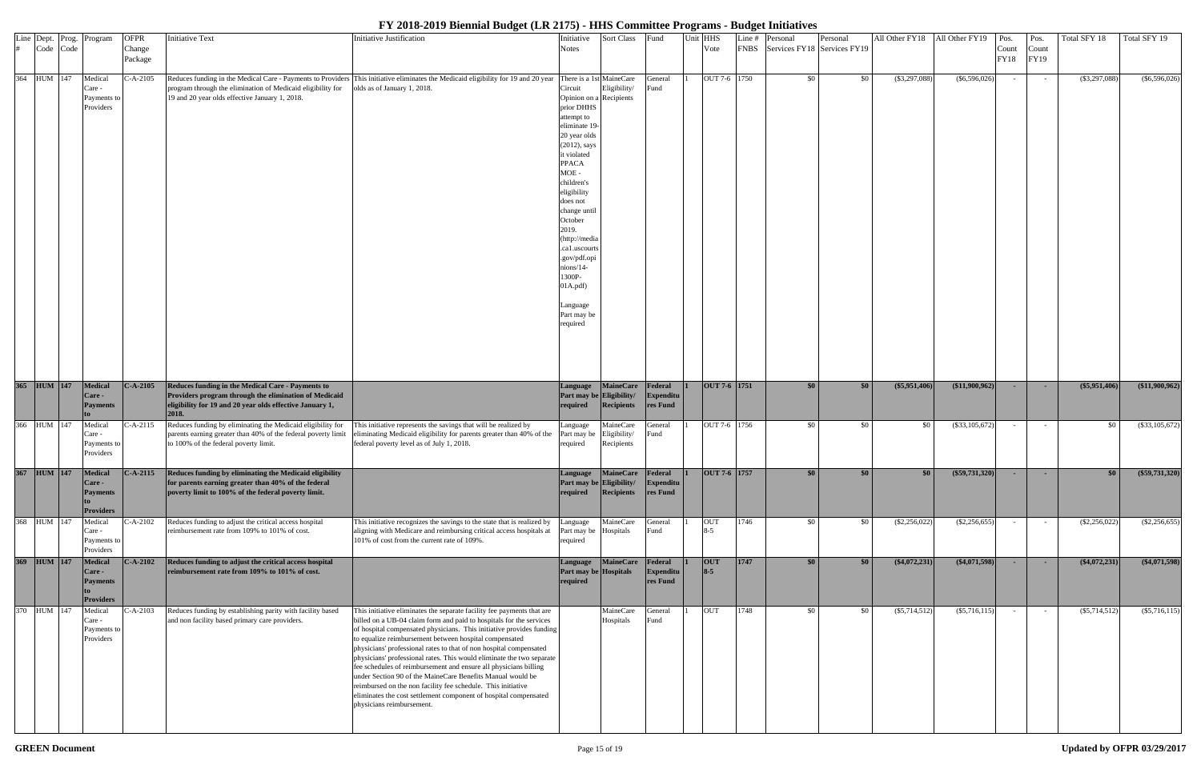# FY 2018-2019 Biennial Budget (LR 2175) - HHS Committee Programs - Budget Initiatives

| Line # | Dept. Code | Prog. Code | Program | OFPR Change Package | Initiative Text | Initiative Justification | Initiative Notes | Sort Class | Fund | Unit | HHS Vote | Line # FNBS | Personal Services FY18 | Personal Services FY19 | All Other FY18 | All Other FY19 | Pos. Count FY18 | Pos. Count FY19 | Total SFY 18 | Total SFY 19 |
|---|---|---|---|---|---|---|---|---|---|---|---|---|---|---|---|---|---|---|---|---|
| 364 | HUM | 147 | Medical Care - Payments to Providers | C-A-2105 | Reduces funding in the Medical Care - Payments to Providers program through the elimination of Medicaid eligibility for 19 and 20 year olds effective January 1, 2018. | This initiative eliminates the Medicaid eligibility for 19 and 20 year olds as of January 1, 2018. | There is a 1st Circuit Opinion on a prior DHHS attempt to eliminate 19-20 year olds (2012), says it violated PPACA MOE - children's eligibility does not change until October 2019. (http://media.ca1.uscourts.gov/pdf.opinions/14-1300P-01A.pdf) Language Part may be required | MaineCare Eligibility/ Recipients | General Fund | 1 | OUT 7-6 | 1750 | $0 | $0 | ($3,297,088) | ($6,596,026) | - | - | ($3,297,088) | ($6,596,026) |
| **365** | **HUM** | **147** | **Medical Care - Payments to** | **C-A-2105** | **Reduces funding in the Medical Care - Payments to Providers program through the elimination of Medicaid eligibility for 19 and 20 year olds effective January 1, 2018.** | | **Language Part may be required** | **MaineCare Eligibility/ Recipients** | **Federal Expenditures Fund** | **1** | **OUT 7-6** | **1751** | **$0** | **$0** | **($5,951,406)** | **($11,900,962)** | **-** | **-** | **($5,951,406)** | **($11,900,962)** |
| 366 | HUM | 147 | Medical Care - Payments to Providers | C-A-2115 | Reduces funding by eliminating the Medicaid eligibility for parents earning greater than 40% of the federal poverty limit to 100% of the federal poverty limit. | This initiative represents the savings that will be realized by eliminating Medicaid eligibility for parents greater than 40% of the federal poverty level as of July 1, 2018. | Language Part may be required | MaineCare Eligibility/ Recipients | General Fund | 1 | OUT 7-6 | 1756 | $0 | $0 | $0 | ($33,105,672) | - | - | $0 | ($33,105,672) |
| **367** | **HUM** | **147** | **Medical Care - Payments to Providers** | **C-A-2115** | **Reduces funding by eliminating the Medicaid eligibility for parents earning greater than 40% of the federal poverty limit to 100% of the federal poverty limit.** | | **Language Part may be required** | **MaineCare Eligibility/ Recipients** | **Federal Expenditures Fund** | **1** | **OUT 7-6** | **1757** | **$0** | **$0** | **$0** | **($59,731,320)** | **-** | **-** | **$0** | **($59,731,320)** |
| 368 | HUM | 147 | Medical Care - Payments to Providers | C-A-2102 | Reduces funding to adjust the critical access hospital reimbursement rate from 109% to 101% of cost. | This initiative recognizes the savings to the state that is realized by aligning with Medicare and reimbursing critical access hospitals at 101% of cost from the current rate of 109%. | Language Part may be required | MaineCare Hospitals | General Fund | 1 | OUT 8-5 | 1746 | $0 | $0 | ($2,256,022) | ($2,256,655) | - | - | ($2,256,022) | ($2,256,655) |
| **369** | **HUM** | **147** | **Medical Care - Payments to Providers** | **C-A-2102** | **Reduces funding to adjust the critical access hospital reimbursement rate from 109% to 101% of cost.** | | **Language Part may be required** | **MaineCare Hospitals** | **Federal Expenditures Fund** | **1** | **OUT 8-5** | **1747** | **$0** | **$0** | **($4,072,231)** | **($4,071,598)** | **-** | **-** | **($4,072,231)** | **($4,071,598)** |
| 370 | HUM | 147 | Medical Care - Payments to Providers | C-A-2103 | Reduces funding by establishing parity with facility based and non facility based primary care providers. | This initiative eliminates the separate facility fee payments that are billed on a UB-04 claim form and paid to hospitals for the services of hospital compensated physicians. This initiative provides funding to equalize reimbursement between hospital compensated physicians' professional rates to that of non hospital compensated physicians' professional rates. This would eliminate the two separate fee schedules of reimbursement and ensure all physicians billing under Section 90 of the MaineCare Benefits Manual would be reimbursed on the non facility fee schedule. This initiative eliminates the cost settlement component of hospital compensated physicians reimbursement. | | MaineCare Hospitals | General Fund | 1 | OUT | 1748 | $0 | $0 | ($5,714,512) | ($5,716,115) | - | - | ($5,714,512) | ($5,716,115) |

**GREEN Document** | **Updated by OFPR 03/29/2017**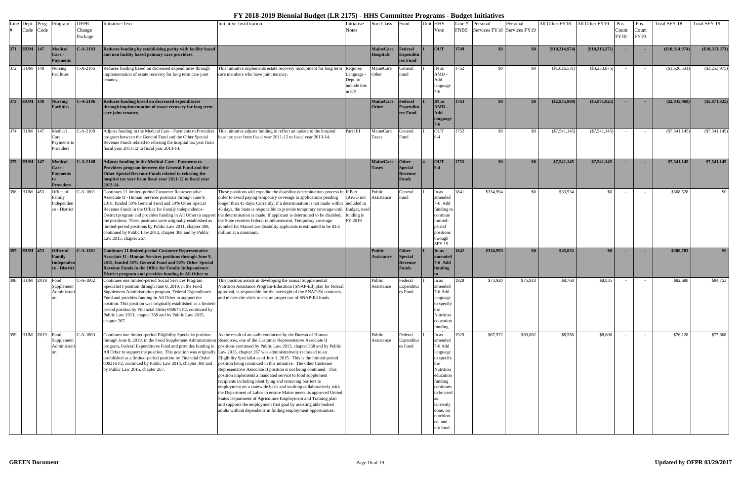# FY 2018-2019 Biennial Budget (LR 2175) - HHS Committee Programs - Budget Initiatives

| Line # | Dept. Code | Prog. Code | Program | OFPR Change Package | Initiative Text | Initiative Justification | Initiative Notes | Sort Class | Fund | Unit | HHS Vote | Line # FNBS | Personal Services FY18 | Personal Services FY19 | All Other FY18 | All Other FY19 | Pos. Count FY18 | Pos. Count FY19 | Total SFY 18 | Total SFY 19 |
|---|---|---|---|---|---|---|---|---|---|---|---|---|---|---|---|---|---|---|---|---|
| **371** | **HUM** | **147** | **Medical Care - Payments** | **C-A-2103** | **Reduces funding by establishing parity with facility based and non facility based primary care providers.** | | | **MaineCare Hospitals** | **Federal Expenditures Fund** | **1** | **OUT** | **1749** | **$0** | **$0** | **($10,314,974)** | **($10,313,371)** | **-** | **-** | **($10,314,974)** | **($10,313,371)** |
| 372 | HUM | 148 | Nursing Facilities | C-A-2106 | Reduces funding based on decreased expenditures through implementation of estate recovery for long term care joint tenancy. | This initiative implements estate recovery recoupment for long term care members who have joint tenancy. | Requires Language - Dept. to include this in CP | MaineCare Other | General Fund | 1 | IN as AMD - Add language 7-6 | 1762 | $0 | $0 | ($1,626,531) | ($3,253,975) | - | - | ($1,626,531) | ($3,253,975) |
| **373** | **HUM** | **148** | **Nursing Facilities** | **C-A-2106** | **Reduces funding based on decreased expenditures through implementation of estate recovery for long term care joint tenancy.** | | | **MaineCare Other** | **Federal Expenditures Fund** | **1** | **IN as AMD - Add language 7-6** | **1763** | **$0** | **$0** | **($2,935,969)** | **($5,871,025)** | **-** | **-** | **($2,935,969)** | **($5,871,025)** |
| 374 | HUM | 147 | Medical Care - Payments to Providers | C-A-2108 | Adjusts funding in the Medical Care - Payments to Providers program between the General Fund and the Other Special Revenue Funds related to rebasing the hospital tax year from fiscal year 2011-12 to fiscal year 2013-14. | This initiative adjusts funding to reflect an update to the hospital base tax year from fiscal year 2011-12 to fiscal year 2013-14. | Part IIII | MaineCare Taxes | General Fund | 1 | OUT 9-4 | 1752 | $0 | $0 | ($7,541,145) | ($7,541,145) | - | - | ($7,541,145) | ($7,541,145) |
| **375** | **HUM** | **147** | **Medical Care - Payments to Providers** | **C-A-2108** | **Adjusts funding in the Medical Care - Payments to Providers program between the General Fund and the Other Special Revenue Funds related to rebasing the hospital tax year from fiscal year 2011-12 to fiscal year 2013-14.** | | | **MaineCare Taxes** | **Other Special Revenue Funds** | **4** | **OUT 9-4** | **1753** | **$0** | **$0** | **$7,541,145** | **$7,541,145** | **-** | **-** | **$7,541,145** | **$7,541,145** |
| 396 | HUM | 453 | Office of Family Independence - District | C-A-1801 | Continues 11 limited-period Customer Representative Associate II - Human Services positions through June 9, 2018, funded 50% General Fund and 50% Other Special Revenue Funds in the Office for Family Independence-District program and provides funding in All Other to support the positions. These positions were originally established as limited-period positions by Public Law 2011, chapter 380, continued by Public Law 2013, chapter 368 and by Public Law 2015, chapter 267. | These positions will expedite the disability determinations process in order to avoid paying temporary coverage to applications pending longer than 45 days. Currently, if a determination is not made within 45 days, the State is responsible to provide temporary coverage until the determination is made. If applicant is determined to be disabled, the State receives federal reimbursement. Temporary coverage avoided for MaineCare disability applicants is estimated to be $3.6 million at a minimum. | If Part GGGG not included in Budget, need funding in FY 2019 | Public Assistance | General Fund | 1 | In as amended 7-6 Add funding to continue limited-period positions through SFY 19. | 1841 | $334,994 | $0 | $33,534 | $0 | - | - | $368,528 | $0 |
| **397** | **HUM** | **453** | **Office of Family Independence - District** | **C-A-1801** | **Continues 11 limited-period Customer Representative Associate II - Human Services positions through June 9, 2018, funded 50% General Fund and 50% Other Special Revenue Funds in the Office for Family Independence-District program and provides funding in All Other to** | | | **Public Assistance** | **Other Special Revenue Funds** | **1** | **In as amended 7-6 Add funding to** | **1842** | **$334,950** | **$0** | **$45,833** | **$0** | **-** | **-** | **$380,783** | **$0** |
| 398 | HUM | Z019 | Food Supplement Administration | C-A-1802 | Continues one limited-period Social Services Program Specialist I position through June 8, 2019, in the Food Supplement Administration program, Federal Expenditures Fund and provides funding in All Other to support the position. This position was originally established as a limited-period position by Financial Order 000674 F2, continued by Public Law 2013, chapter 368 and by Public Law 2015, chapter 267. | This position assists in developing the annual Supplemental Nutrition Assistance Program-Education (SNAP-Ed) plan for federal approval, is responsible for the oversight of the SNAP-Ed contracts, and makes site visits to ensure proper use of SNAP-Ed funds. | | Public Assistance | Federal Expenditures Fund | 1 | In as amended 7-6 Add language to specify the Nutrition education funding | 1928 | $73,920 | $75,918 | $8,768 | $8,835 | - | - | $82,688 | $84,753 |
| 399 | HUM | Z019 | Food Supplement Administration | C-A-1803 | Continues one limited-period Eligibility Specialist position through June 8, 2019, in the Food Supplement Administration program, Federal Expenditures Fund and provides funding in All Other to support the position. This position was originally established as a limited-period position by Financial Order 000216 F2, continued by Public Law 2013, chapter 368 and by Public Law 2015, chapter 267. | As the result of an audit conducted by the Bureau of Human Resources, one of the Customer Representative Associate II positions continued by Public Law 2013, chapter 368 and by Public Law 2015, chapter 267 was administratively reclassed to an Eligibility Specialist as of July 1, 2015. This is the limited-period position being continued in this initiative. The other Customer Representative Associate II position is not being continued. This position implements a mandated service to food supplement recipients including identifying and removing barriers to employment on a statewide basis and working collaboratively with the Department of Labor to ensure Maine meets its approved United States Department of Agriculture Employment and Training plan and supports the employment first goal by assisting able bodied adults without dependents in finding employment opportunities. | | Public Assistance | Federal Expenditures Fund | 1 | In as amended 7-6 Add language to specify the Nutrition education funding continues to be used as currently done, on nutrition ed. and not food. | 1929 | $67,572 | $69,062 | $8,556 | $8,606 | - | - | $76,128 | $77,668 |

GREEN Document | Updated by OFPR 03/29/2017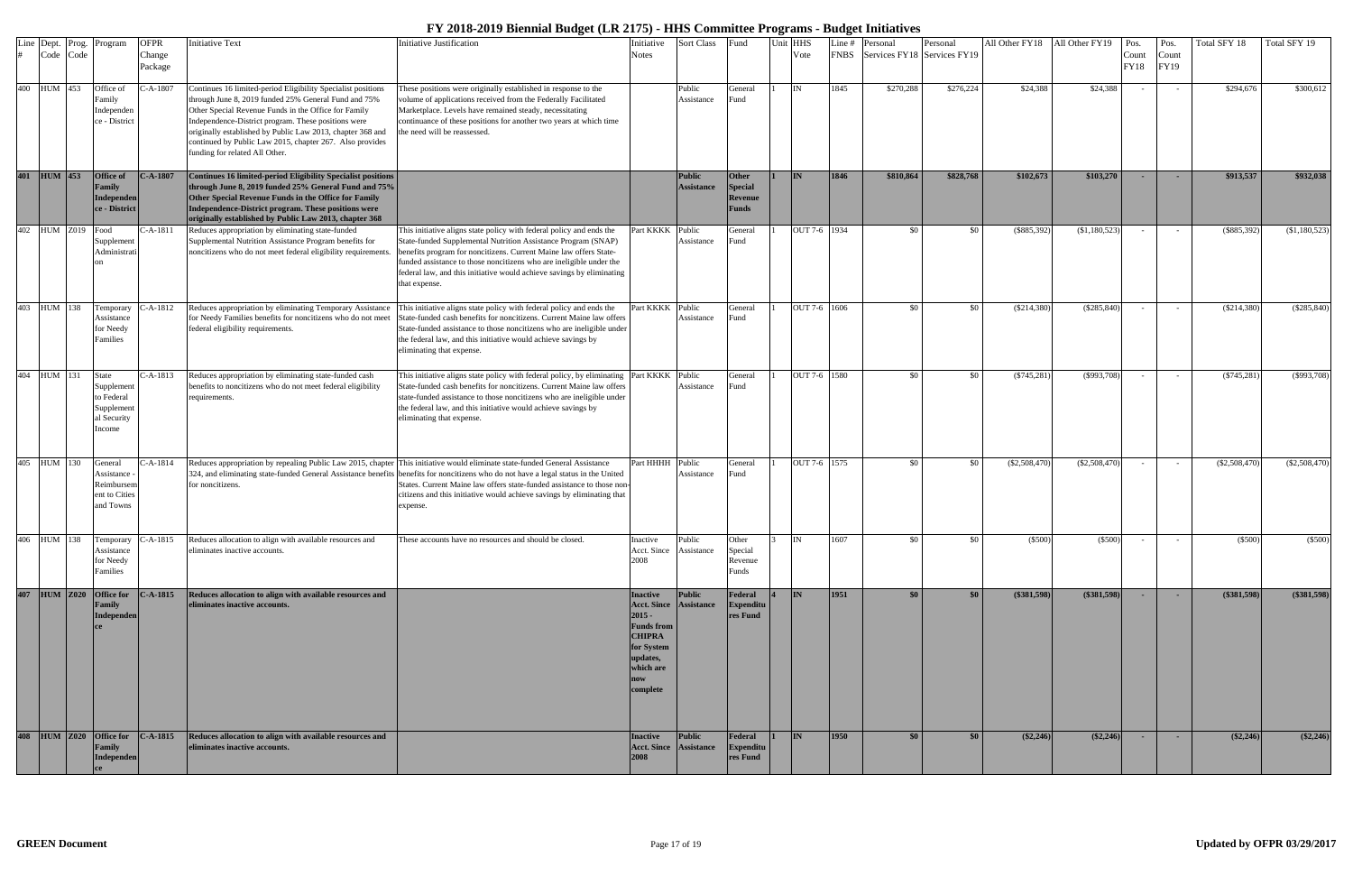# FY 2018-2019 Biennial Budget (LR 2175) - HHS Committee Programs - Budget Initiatives

| Line # | Dept. Code | Prog. Code | Program | OFPR Change Package | Initiative Text | Initiative Justification | Initiative Notes | Sort Class | Fund | Unit | HHS Vote | Line # FNBS | Personal Services FY18 | Personal Services FY19 | All Other FY18 | All Other FY19 | Pos. Count FY18 | Pos. Count FY19 | Total SFY 18 | Total SFY 19 |
|---|---|---|---|---|---|---|---|---|---|---|---|---|---|---|---|---|---|---|---|---|
| 400 | HUM | 453 | Office of Family Independence - District | C-A-1807 | Continues 16 limited-period Eligibility Specialist positions through June 8, 2019 funded 25% General Fund and 75% Other Special Revenue Funds in the Office for Family Independence-District program. These positions were originally established by Public Law 2015, chapter 368 and continued by Public Law 2015, chapter 267. Also provides funding for related All Other. | These positions were originally established in response to the volume of applications received from the Federally Facilitated Marketplace. Levels have remained steady, necessitating continuance of these positions for another two years at which time the need will be reassessed. | | Public Assistance | General Fund | 1 | IN | 1845 | $270,288 | $276,224 | $24,388 | $24,388 | - | - | $294,676 | $300,612 |
| **401** | **HUM** | **453** | **Office of Family Independence - District** | **C-A-1807** | **Continues 16 limited-period Eligibility Specialist positions through June 8, 2019 funded 25% General Fund and 75% Other Special Revenue Funds in the Office for Family Independence-District program. These positions were originally established by Public Law 2015, chapter 368** | | | **Public Assistance** | **Other Special Revenue Funds** | **1** | **IN** | **1846** | **$810,864** | **$828,768** | **$102,673** | **$103,270** | **-** | **-** | **$913,537** | **$932,038** |
| 402 | HUM | Z019 | Food Supplement Administration | C-A-1811 | Reduces appropriation by eliminating state-funded Supplemental Nutrition Assistance Program benefits for noncitizens who do not meet federal eligibility requirements. | This initiative aligns state policy with federal policy and ends the State-funded Supplemental Nutrition Assistance Program (SNAP) benefits program for noncitizens. Current Maine law offers State-funded assistance to those noncitizens who are ineligible under the federal law, and this initiative would achieve savings by eliminating that expense. | Part KKKK | Public Assistance | General Fund | 1 | OUT 7-6 | 1934 | $0 | $0 | ($885,392) | ($1,180,523) | - | - | ($885,392) | ($1,180,523) |
| 403 | HUM | 138 | Temporary Assistance for Needy Families | C-A-1812 | Reduces appropriation by eliminating Temporary Assistance for Needy Families benefits for noncitizens who do not meet federal eligibility requirements. | This initiative aligns state policy with federal policy and ends the State-funded cash benefits for noncitizens. Current Maine law offers State-funded assistance to those noncitizens who are ineligible under the federal law, and this initiative would achieve savings by eliminating that expense. | Part KKKK | Public Assistance | General Fund | 1 | OUT 7-6 | 1606 | $0 | $0 | ($214,380) | ($285,840) | - | - | ($214,380) | ($285,840) |
| 404 | HUM | 131 | State Supplement to Federal Supplemental Security Income | C-A-1813 | Reduces appropriation by eliminating state-funded cash benefits to noncitizens who do not meet federal eligibility requirements. | This initiative aligns state policy with federal policy, by eliminating State-funded cash benefits for noncitizens. Current Maine law offers state-funded assistance to those noncitizens who are ineligible under the federal law, and this initiative would achieve savings by eliminating that expense. | Part KKKK | Public Assistance | General Fund | 1 | OUT 7-6 | 1580 | $0 | $0 | ($745,281) | ($993,708) | - | - | ($745,281) | ($993,708) |
| 405 | HUM | 130 | General Assistance - Reimbursement to Cities and Towns | C-A-1814 | Reduces appropriation by repealing Public Law 2015, chapter 324, and eliminating state-funded General Assistance benefits for noncitizens. | This initiative would eliminate state-funded General Assistance benefits for noncitizens who do not have a legal status in the United States. Current Maine law offers state-funded assistance to those non-citizens and this initiative would achieve savings by eliminating that expense. | Part HHHH | Public Assistance | General Fund | 1 | OUT 7-6 | 1575 | $0 | $0 | ($2,508,470) | ($2,508,470) | - | - | ($2,508,470) | ($2,508,470) |
| 406 | HUM | 138 | Temporary Assistance for Needy Families | C-A-1815 | Reduces allocation to align with available resources and eliminates inactive accounts. | These accounts have no resources and should be closed. | Inactive Acct. Since 2008 | Public Assistance | Other Special Revenue Funds | 3 | IN | 1607 | $0 | $0 | ($500) | ($500) | - | - | ($500) | ($500) |
| **407** | **HUM** | **Z020** | **Office for Family Independence** | **C-A-1815** | **Reduces allocation to align with available resources and eliminates inactive accounts.** | | **Inactive Acct. Since 2015 - Funds from CHIPRA for System updates, which are now complete** | **Public Assistance** | **Federal Expenditures Fund** | **4** | **IN** | **1951** | **$0** | **$0** | **($381,598)** | **($381,598)** | **-** | **-** | **($381,598)** | **($381,598)** |
| **408** | **HUM** | **Z020** | **Office for Family Independence** | **C-A-1815** | **Reduces allocation to align with available resources and eliminates inactive accounts.** | | **Inactive Acct. Since 2008** | **Public Assistance** | **Federal Expenditures Fund** | **1** | **IN** | **1950** | **$0** | **$0** | **($2,246)** | **($2,246)** | **-** | **-** | **($2,246)** | **($2,246)** |

**GREEN Document** | **Updated by OFPR 03/29/2017**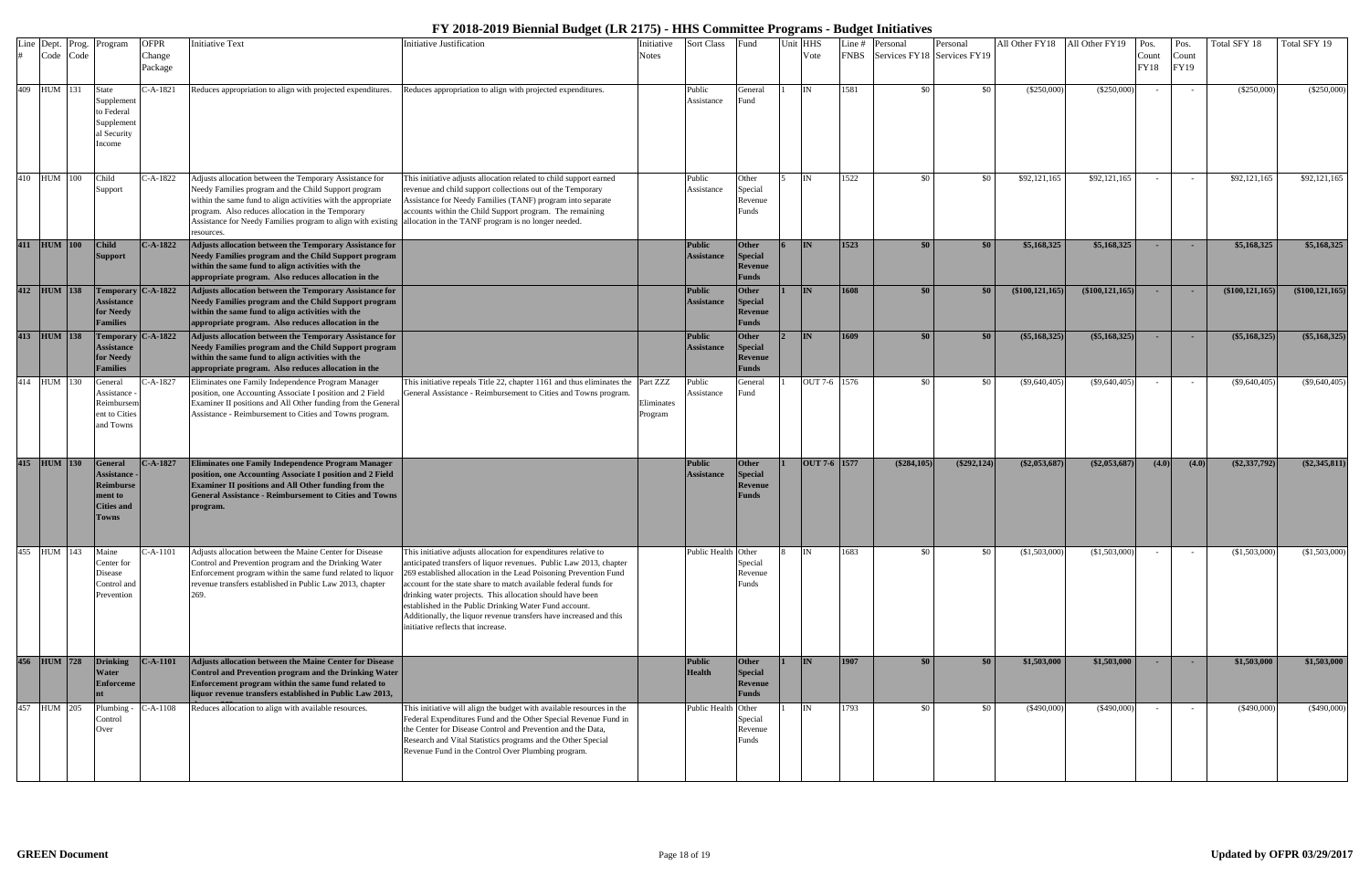# FY 2018-2019 Biennial Budget (LR 2175) - HHS Committee Programs - Budget Initiatives

| Line # | Dept. Code | Prog. Code | Program | OFPR Change Package | Initiative Text | Initiative Justification | Initiative Notes | Sort Class | Fund | Unit | HHS Vote | Line # FNBS | Personal Services FY18 | Personal Services FY19 | All Other FY18 | All Other FY19 | Pos. Count FY18 | Pos. Count FY19 | Total SFY 18 | Total SFY 19 |
|---|---|---|---|---|---|---|---|---|---|---|---|---|---|---|---|---|---|---|---|---|
| 409 | HUM | 131 | State Supplement to Federal Supplemental Security Income | C-A-1821 | Reduces appropriation to align with projected expenditures. | Reduces appropriation to align with projected expenditures. | | Public Assistance | General Fund | 1 | IN | 1581 | $0 | $0 | ($250,000) | ($250,000) | - | - | ($250,000) | ($250,000) |
| 410 | HUM | 100 | Child Support | C-A-1822 | Adjusts allocation between the Temporary Assistance for Needy Families program and the Child Support program within the same fund to align activities with the appropriate program. Also reduces allocation in the Temporary Assistance for Needy Families program to align with existing resources. | This initiative adjusts allocation related to child support earned revenue and child support collections out of the Temporary Assistance for Needy Families (TANF) program into separate accounts within the Child Support program. The remaining allocation in the TANF program is no longer needed. | | Public Assistance | Other Special Revenue Funds | 5 | IN | 1522 | $0 | $0 | $92,121,165 | $92,121,165 | - | - | $92,121,165 | $92,121,165 |
| **411** | **HUM** | **100** | **Child Support** | **C-A-1822** | **Adjusts allocation between the Temporary Assistance for Needy Families program and the Child Support program within the same fund to align activities with the appropriate program. Also reduces allocation in the** | | | **Public Assistance** | **Other Special Revenue Funds** | **6** | **IN** | **1523** | **$0** | **$0** | **$5,168,325** | **$5,168,325** | **-** | **-** | **$5,168,325** | **$5,168,325** |
| **412** | **HUM** | **138** | **Temporary Assistance for Needy Families** | **C-A-1822** | **Adjusts allocation between the Temporary Assistance for Needy Families program and the Child Support program within the same fund to align activities with the appropriate program. Also reduces allocation in the** | | | **Public Assistance** | **Other Special Revenue Funds** | **1** | **IN** | **1608** | **$0** | **$0** | **($100,121,165)** | **($100,121,165)** | **-** | **-** | **($100,121,165)** | **($100,121,165)** |
| **413** | **HUM** | **138** | **Temporary Assistance for Needy Families** | **C-A-1822** | **Adjusts allocation between the Temporary Assistance for Needy Families program and the Child Support program within the same fund to align activities with the appropriate program. Also reduces allocation in the** | | | **Public Assistance** | **Other Special Revenue Funds** | **2** | **IN** | **1609** | **$0** | **$0** | **($5,168,325)** | **($5,168,325)** | **-** | **-** | **($5,168,325)** | **($5,168,325)** |
| 414 | HUM | 130 | General Assistance - Reimbursement to Cities and Towns | C-A-1827 | Eliminates one Family Independence Program Manager position, one Accounting Associate I position and 2 Field Examiner II positions and All Other funding from the General Assistance - Reimbursement to Cities and Towns program. | This initiative repeals Title 22, chapter 1161 and thus eliminates the General Assistance - Reimbursement to Cities and Towns program. | Part ZZZ Eliminates Program | Public Assistance | General Fund | 1 | OUT 7-6 | 1576 | $0 | $0 | ($9,640,405) | ($9,640,405) | - | - | ($9,640,405) | ($9,640,405) |
| **415** | **HUM** | **130** | **General Assistance - Reimbursement to Cities and Towns** | **C-A-1827** | **Eliminates one Family Independence Program Manager position, one Accounting Associate I position and 2 Field Examiner II positions and All Other funding from the General Assistance - Reimbursement to Cities and Towns program.** | | | **Public Assistance** | **Other Special Revenue Funds** | **1** | **OUT 7-6** | **1577** | **($284,105)** | **($292,124)** | **($2,053,687)** | **($2,053,687)** | **(4.0)** | **(4.0)** | **($2,337,792)** | **($2,345,811)** |
| 455 | HUM | 143 | Maine Center for Disease Control and Prevention | C-A-1101 | Adjusts allocation between the Maine Center for Disease Control and Prevention program and the Drinking Water Enforcement program within the same fund related to liquor revenue transfers established in Public Law 2013, chapter 269. | This initiative adjusts allocation for expenditures relative to anticipated transfers of liquor revenues. Public Law 2013, chapter 269 established allocation in the Lead Poisoning Prevention Fund account for the state share to match available federal funds for drinking water projects. This allocation should have been established in the Public Drinking Water Fund account. Additionally, the liquor revenue transfers have increased and this initiative reflects that increase. | | Public Health | Other Special Revenue Funds | 8 | IN | 1683 | $0 | $0 | ($1,503,000) | ($1,503,000) | - | - | ($1,503,000) | ($1,503,000) |
| **456** | **HUM** | **728** | **Drinking Water Enforcement** | **C-A-1101** | **Adjusts allocation between the Maine Center for Disease Control and Prevention program and the Drinking Water Enforcement program within the same fund related to liquor revenue transfers established in Public Law 2013,** | | | **Public Health** | **Other Special Revenue Funds** | **1** | **IN** | **1907** | **$0** | **$0** | **$1,503,000** | **$1,503,000** | **-** | **-** | **$1,503,000** | **$1,503,000** |
| 457 | HUM | 205 | Plumbing - Control Over | C-A-1108 | Reduces allocation to align with available resources. | This initiative will align the budget with available resources in the Federal Expenditures Fund and the Other Special Revenue Fund in the Center for Disease Control and Prevention and the Data, Research and Vital Statistics programs and the Other Special Revenue Fund in the Control Over Plumbing program. | | Public Health | Other Special Revenue Funds | 1 | IN | 1793 | $0 | $0 | ($490,000) | ($490,000) | - | - | ($490,000) | ($490,000) |

**GREEN Document** — Updated by OFPR 03/29/2017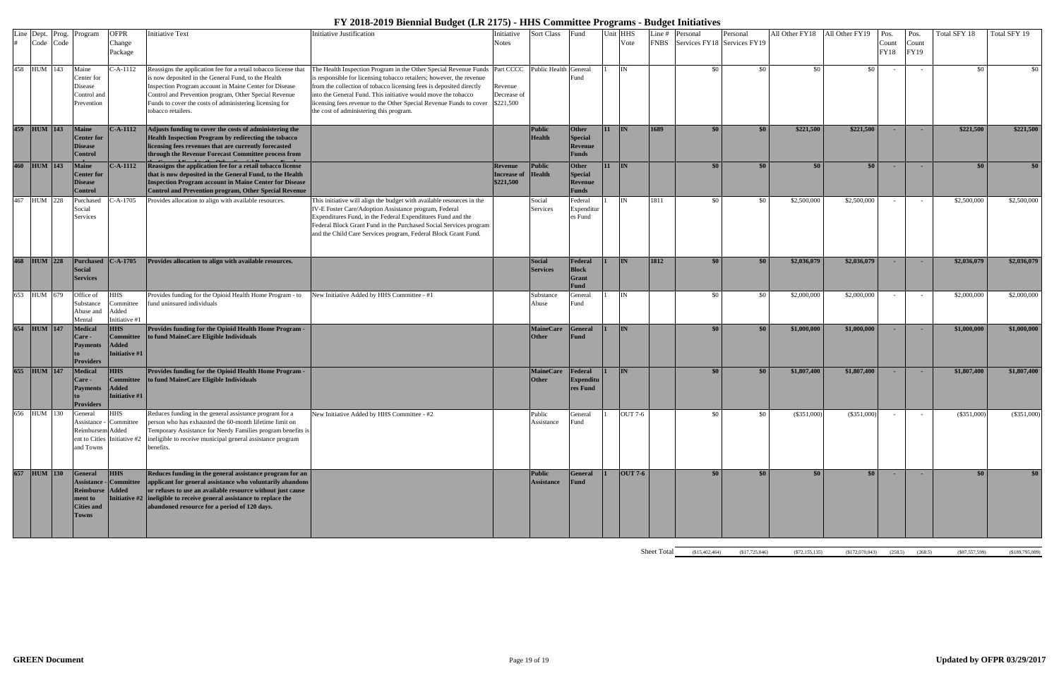# FY 2018-2019 Biennial Budget (LR 2175) - HHS Committee Programs - Budget Initiatives

| Line # | Dept. Code | Prog. Code | Program | OFPR Change Package | Initiative Text | Initiative Justification | Initiative Notes | Sort Class | Fund | Unit | HHS Vote | Line # FNBS | Personal Services FY18 | Personal Services FY19 | All Other FY18 | All Other FY19 | Pos. Count FY18 | Pos. Count FY19 | Total SFY 18 | Total SFY 19 |
|---|---|---|---|---|---|---|---|---|---|---|---|---|---|---|---|---|---|---|---|---|
| 458 | HUM | 143 | Maine Center for Disease Control and Prevention | C-A-1112 | Reassigns the application fee for a retail tobacco license that is now deposited in the General Fund, to the Health Inspection Program account in Maine Center for Disease Control and Prevention program, Other Special Revenue Funds to cover the costs of administering licensing for tobacco retailers. | The Health Inspection Program in the Other Special Revenue Funds is responsible for licensing tobacco retailers; however, the revenue from the collection of tobacco licensing fees is deposited directly into the General Fund. This initiative would move the tobacco licensing fees revenue to the Other Special Revenue Funds to cover the cost of administering this program. | Part CCCC Revenue Decrease of $221,500 | Public Health | General Fund | 1 | IN | | $0 | $0 | $0 | $0 | - | - | $0 | $0 |
| **459** | **HUM** | **143** | **Maine Center for Disease Control** | **C-A-1112** | **Adjusts funding to cover the costs of administering the Health Inspection Program by redirecting the tobacco licensing fees revenues that are currently forecasted through the Revenue Forecast Committee process from** | | | **Public Health** | **Other Special Revenue Funds** | **11** | **IN** | **1689** | **$0** | **$0** | **$221,500** | **$221,500** | **-** | **-** | **$221,500** | **$221,500** |
| **460** | **HUM** | **143** | **Maine Center for Disease Control** | **C-A-1112** | **Reassigns the application fee for a retail tobacco license that is now deposited in the General Fund, to the Health Inspection Program account in Maine Center for Disease Control and Prevention program, Other Special Revenue** | | **Revenue Increase of $221,500** | **Public Health** | **Other Special Revenue Funds** | **11** | **IN** | | **$0** | **$0** | **$0** | **$0** | **-** | **-** | **$0** | **$0** |
| 467 | HUM | 228 | Purchased Social Services | C-A-1705 | Provides allocation to align with available resources. | This initiative will align the budget with available resources in the IV-E Foster Care/Adoption Assistance program, Federal Expenditures Fund, in the Federal Expenditures Fund and the Federal Block Grant Fund in the Purchased Social Services program and the Child Care Services program, Federal Block Grant Fund. | | Social Services | Federal Expenditures Fund | 1 | IN | 1811 | $0 | $0 | $2,500,000 | $2,500,000 | - | - | $2,500,000 | $2,500,000 |
| **468** | **HUM** | **228** | **Purchased Social Services** | **C-A-1705** | **Provides allocation to align with available resources.** | | | **Social Services** | **Federal Block Grant Fund** | **1** | **IN** | **1812** | **$0** | **$0** | **$2,036,079** | **$2,036,079** | **-** | **-** | **$2,036,079** | **$2,036,079** |
| 653 | HUM | 679 | Office of Substance Abuse and Mental | HHS Committee Added Initiative #1 | Provides funding for the Opioid Health Home Program - to fund uninsured individuals | New Initiative Added by HHS Committee - #1 | | Substance Abuse | General Fund | 1 | IN | | $0 | $0 | $2,000,000 | $2,000,000 | - | - | $2,000,000 | $2,000,000 |
| **654** | **HUM** | **147** | **Medical Care - Payments to Providers** | **HHS Committee Added Initiative #1** | **Provides funding for the Opioid Health Home Program - to fund MaineCare Eligible Individuals** | | | **MaineCare Other** | **General Fund** | **1** | **IN** | | **$0** | **$0** | **$1,000,000** | **$1,000,000** | **-** | **-** | **$1,000,000** | **$1,000,000** |
| **655** | **HUM** | **147** | **Medical Care - Payments to Providers** | **HHS Committee Added Initiative #1** | **Provides funding for the Opioid Health Home Program - to fund MaineCare Eligible Individuals** | | | **MaineCare Other** | **Federal Expenditures Fund** | **1** | **IN** | | **$0** | **$0** | **$1,807,400** | **$1,807,400** | **-** | **-** | **$1,807,400** | **$1,807,400** |
| 656 | HUM | 130 | General Assistance - Reimbursement to Cities and Towns | HHS Committee Added Initiative #2 | Reduces funding in the general assistance program for a person who has exhausted the 60-month lifetime limit on Temporary Assistance for Needy Families program benefits is ineligible to receive municipal general assistance program benefits. | New Initiative Added by HHS Committee - #2 | | Public Assistance | General Fund | 1 | OUT 7-6 | | $0 | $0 | ($351,000) | ($351,000) | - | - | ($351,000) | ($351,000) |
| **657** | **HUM** | **130** | **General Assistance - Reimbursement to Cities and Towns** | **HHS Committee Added Initiative #2** | **Reduces funding in the general assistance program for an applicant for general assistance who voluntarily abandons or refuses to use an available resource without just cause ineligible to receive general assistance to replace the abandoned resource for a period of 120 days.** | | | **Public Assistance** | **General Fund** | **1** | **OUT 7-6** | | **$0** | **$0** | **$0** | **$0** | **-** | **-** | **$0** | **$0** |

| | Personal Services FY18 | Personal Services FY19 | All Other FY18 | All Other FY19 | Pos. Count FY18 | Pos. Count FY19 | Total SFY 18 | Total SFY 19 |
|---|---|---|---|---|---|---|---|---|
| Sheet Total | ($15,402,464) | ($17,725,046) | ($72,155,135) | ($172,070,043) | (258.5) | (268.5) | ($87,557,599) | ($189,795,089) |

GREEN Document

Updated by OFPR 03/29/2017